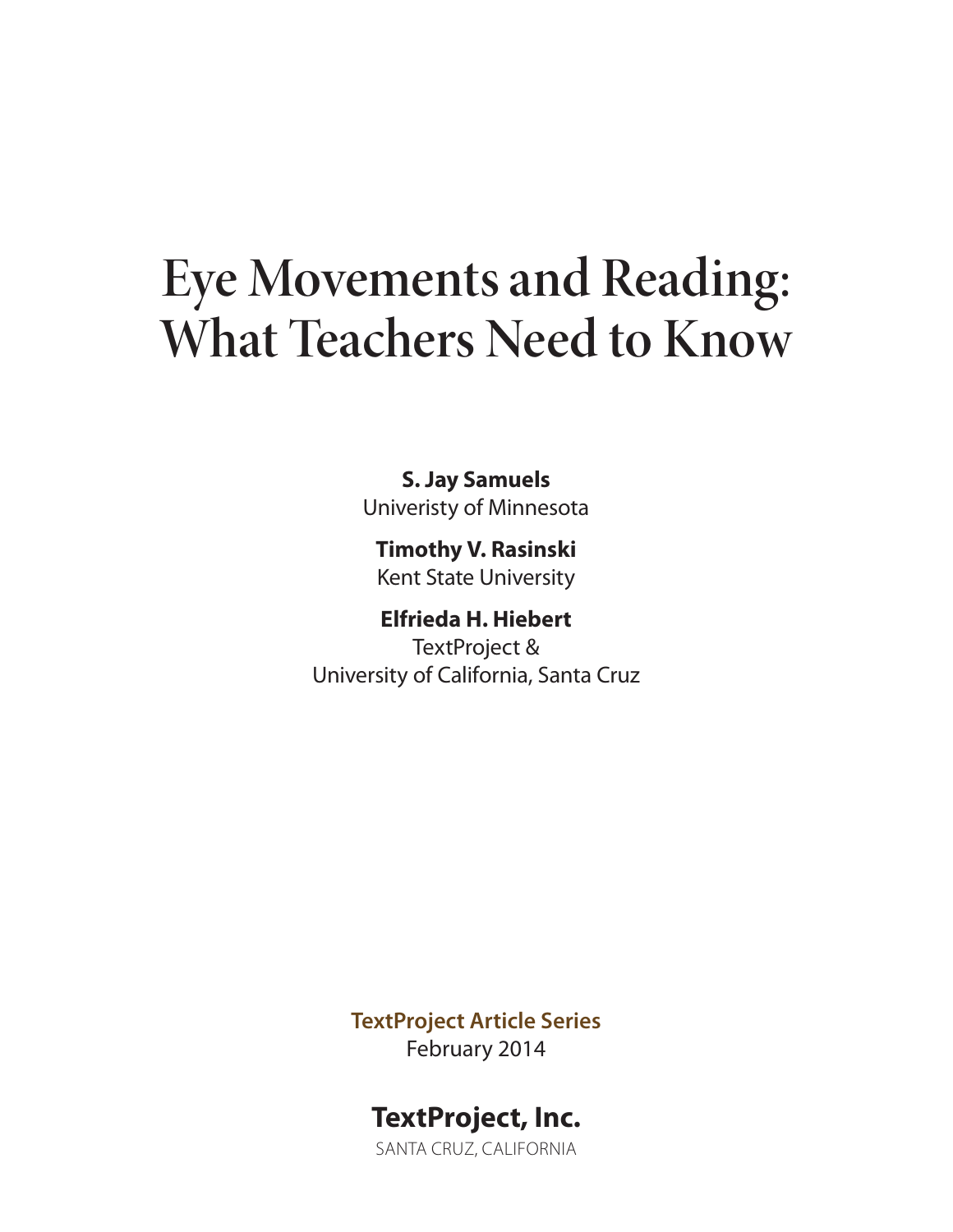# Eye Movements and Reading: What Teachers Need to Know

**S. Jay Samuels**
Univeristy of Minnesota

**Timothy V. Rasinski**
Kent State University

**Elfrieda H. Hiebert**
TextProject &
University of California, Santa Cruz

**TextProject Article Series**
February 2014

**TextProject, Inc.**
SANTA CRUZ, CALIFORNIA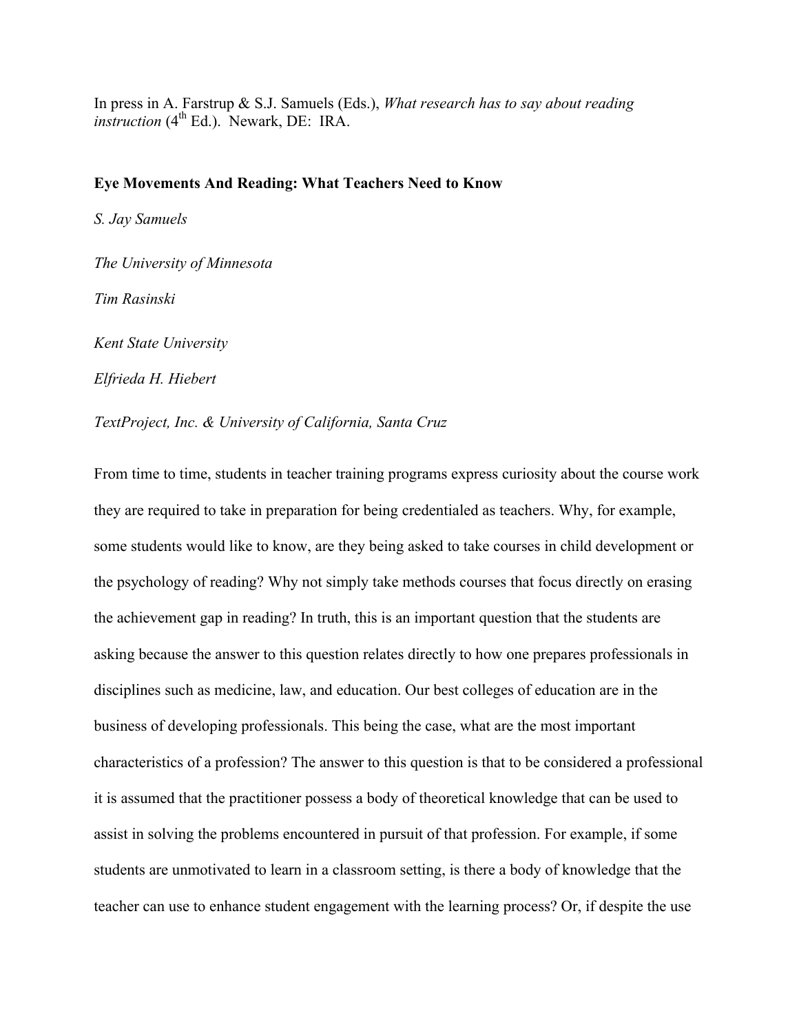In press in A. Farstrup & S.J. Samuels (Eds.), *What research has to say about reading instruction* (4th Ed.). Newark, DE: IRA.

**Eye Movements And Reading: What Teachers Need to Know**

*S. Jay Samuels*

*The University of Minnesota*

*Tim Rasinski*

*Kent State University*

*Elfrieda H. Hiebert*

*TextProject, Inc. & University of California, Santa Cruz*

From time to time, students in teacher training programs express curiosity about the course work they are required to take in preparation for being credentialed as teachers. Why, for example, some students would like to know, are they being asked to take courses in child development or the psychology of reading? Why not simply take methods courses that focus directly on erasing the achievement gap in reading? In truth, this is an important question that the students are asking because the answer to this question relates directly to how one prepares professionals in disciplines such as medicine, law, and education. Our best colleges of education are in the business of developing professionals. This being the case, what are the most important characteristics of a profession? The answer to this question is that to be considered a professional it is assumed that the practitioner possess a body of theoretical knowledge that can be used to assist in solving the problems encountered in pursuit of that profession. For example, if some students are unmotivated to learn in a classroom setting, is there a body of knowledge that the teacher can use to enhance student engagement with the learning process? Or, if despite the use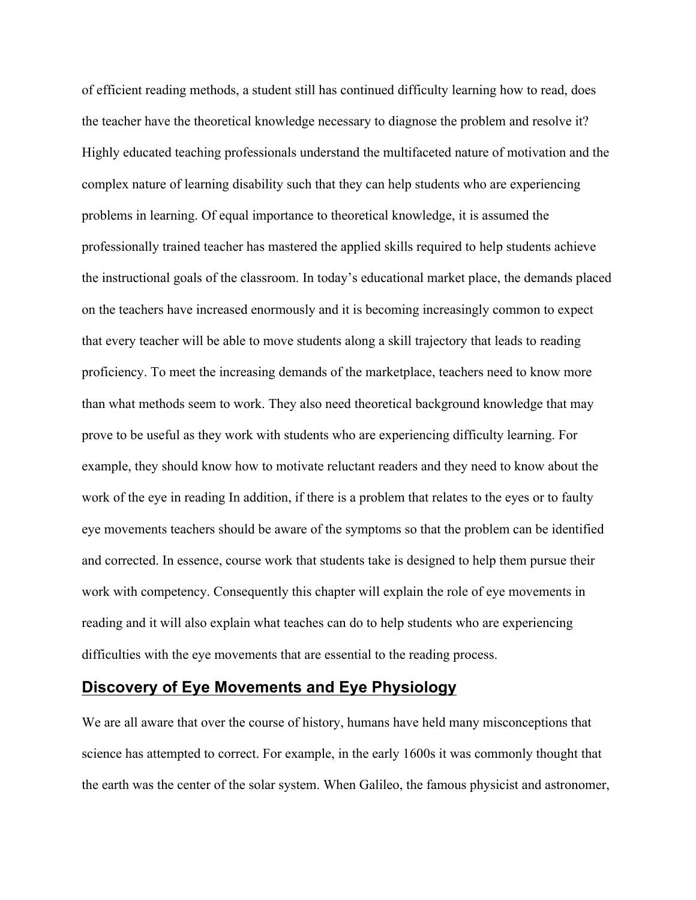of efficient reading methods, a student still has continued difficulty learning how to read, does the teacher have the theoretical knowledge necessary to diagnose the problem and resolve it? Highly educated teaching professionals understand the multifaceted nature of motivation and the complex nature of learning disability such that they can help students who are experiencing problems in learning. Of equal importance to theoretical knowledge, it is assumed the professionally trained teacher has mastered the applied skills required to help students achieve the instructional goals of the classroom. In today's educational market place, the demands placed on the teachers have increased enormously and it is becoming increasingly common to expect that every teacher will be able to move students along a skill trajectory that leads to reading proficiency. To meet the increasing demands of the marketplace, teachers need to know more than what methods seem to work. They also need theoretical background knowledge that may prove to be useful as they work with students who are experiencing difficulty learning. For example, they should know how to motivate reluctant readers and they need to know about the work of the eye in reading In addition, if there is a problem that relates to the eyes or to faulty eye movements teachers should be aware of the symptoms so that the problem can be identified and corrected. In essence, course work that students take is designed to help them pursue their work with competency. Consequently this chapter will explain the role of eye movements in reading and it will also explain what teaches can do to help students who are experiencing difficulties with the eye movements that are essential to the reading process.

## Discovery of Eye Movements and Eye Physiology

We are all aware that over the course of history, humans have held many misconceptions that science has attempted to correct. For example, in the early 1600s it was commonly thought that the earth was the center of the solar system. When Galileo, the famous physicist and astronomer,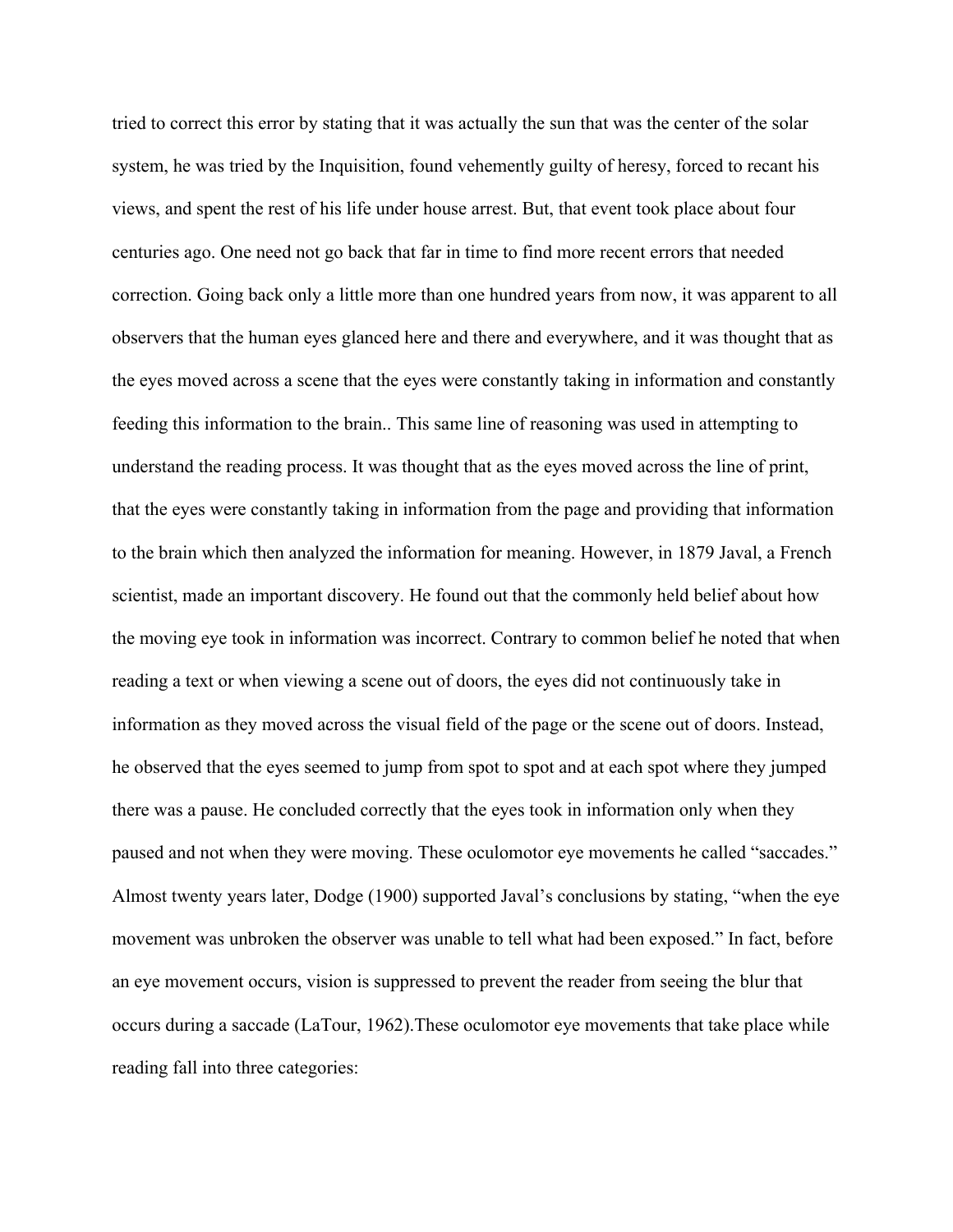tried to correct this error by stating that it was actually the sun that was the center of the solar system, he was tried by the Inquisition, found vehemently guilty of heresy, forced to recant his views, and spent the rest of his life under house arrest. But, that event took place about four centuries ago. One need not go back that far in time to find more recent errors that needed correction. Going back only a little more than one hundred years from now, it was apparent to all observers that the human eyes glanced here and there and everywhere, and it was thought that as the eyes moved across a scene that the eyes were constantly taking in information and constantly feeding this information to the brain.. This same line of reasoning was used in attempting to understand the reading process. It was thought that as the eyes moved across the line of print, that the eyes were constantly taking in information from the page and providing that information to the brain which then analyzed the information for meaning. However, in 1879 Javal, a French scientist, made an important discovery. He found out that the commonly held belief about how the moving eye took in information was incorrect. Contrary to common belief he noted that when reading a text or when viewing a scene out of doors, the eyes did not continuously take in information as they moved across the visual field of the page or the scene out of doors. Instead, he observed that the eyes seemed to jump from spot to spot and at each spot where they jumped there was a pause. He concluded correctly that the eyes took in information only when they paused and not when they were moving. These oculomotor eye movements he called "saccades." Almost twenty years later, Dodge (1900) supported Javal's conclusions by stating, "when the eye movement was unbroken the observer was unable to tell what had been exposed." In fact, before an eye movement occurs, vision is suppressed to prevent the reader from seeing the blur that occurs during a saccade (LaTour, 1962).These oculomotor eye movements that take place while reading fall into three categories: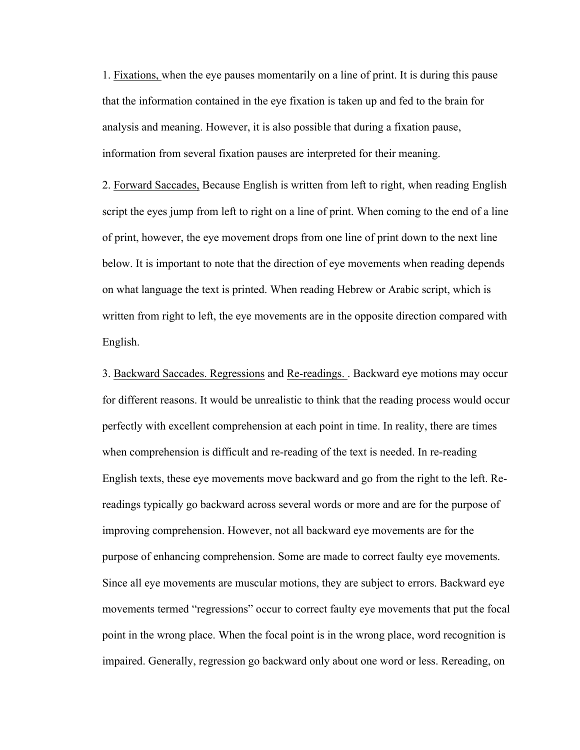1. Fixations, when the eye pauses momentarily on a line of print. It is during this pause that the information contained in the eye fixation is taken up and fed to the brain for analysis and meaning. However, it is also possible that during a fixation pause, information from several fixation pauses are interpreted for their meaning.

2. Forward Saccades, Because English is written from left to right, when reading English script the eyes jump from left to right on a line of print. When coming to the end of a line of print, however, the eye movement drops from one line of print down to the next line below. It is important to note that the direction of eye movements when reading depends on what language the text is printed. When reading Hebrew or Arabic script, which is written from right to left, the eye movements are in the opposite direction compared with English.

3. Backward Saccades. Regressions and Re-readings. . Backward eye motions may occur for different reasons. It would be unrealistic to think that the reading process would occur perfectly with excellent comprehension at each point in time. In reality, there are times when comprehension is difficult and re-reading of the text is needed. In re-reading English texts, these eye movements move backward and go from the right to the left. Re-readings typically go backward across several words or more and are for the purpose of improving comprehension. However, not all backward eye movements are for the purpose of enhancing comprehension. Some are made to correct faulty eye movements. Since all eye movements are muscular motions, they are subject to errors. Backward eye movements termed "regressions" occur to correct faulty eye movements that put the focal point in the wrong place. When the focal point is in the wrong place, word recognition is impaired. Generally, regression go backward only about one word or less. Rereading, on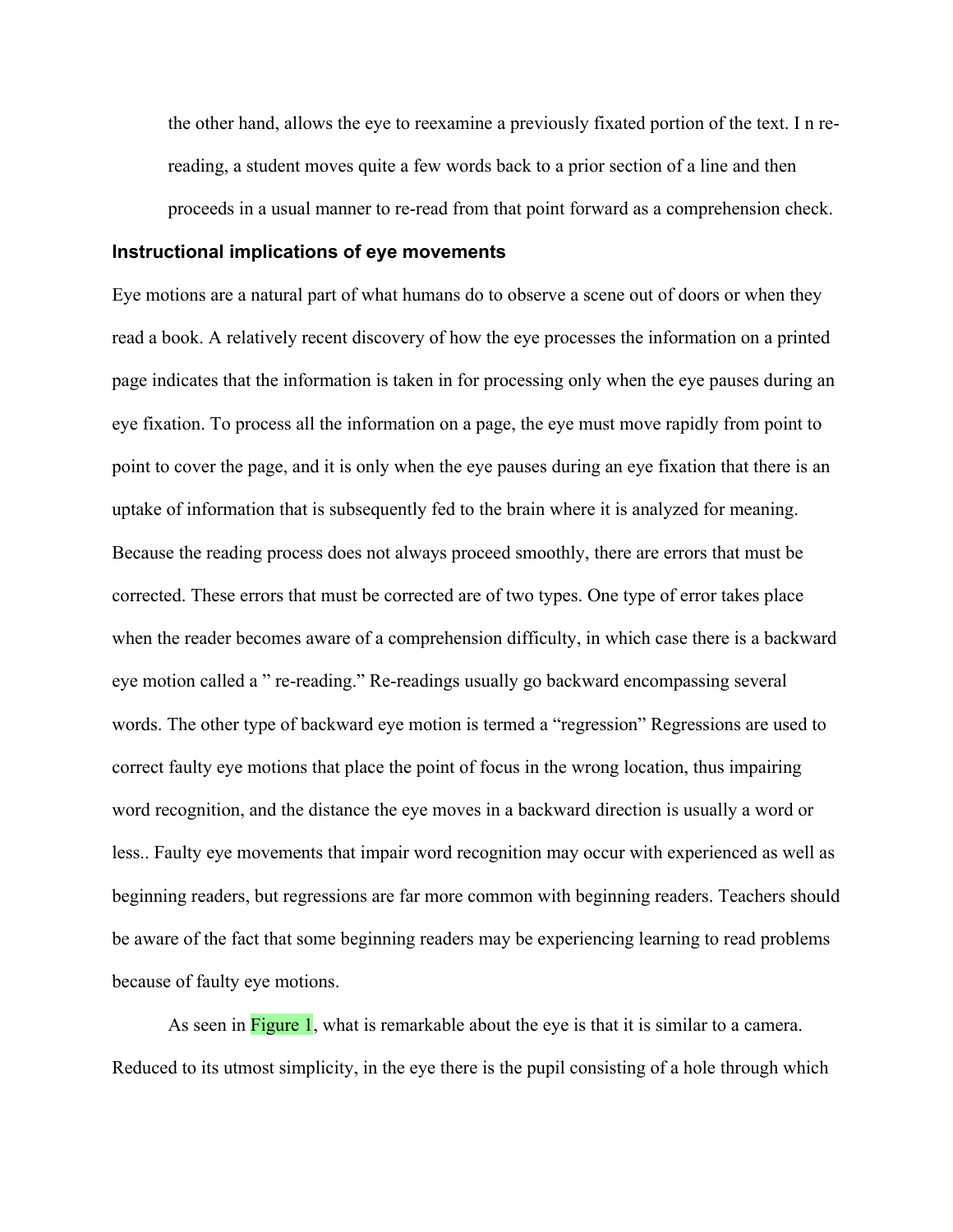the other hand, allows the eye to reexamine a previously fixated portion of the text. I n re-reading, a student moves quite a few words back to a prior section of a line and then proceeds in a usual manner to re-read from that point forward as a comprehension check.

### Instructional implications of eye movements

Eye motions are a natural part of what humans do to observe a scene out of doors or when they read a book. A relatively recent discovery of how the eye processes the information on a printed page indicates that the information is taken in for processing only when the eye pauses during an eye fixation. To process all the information on a page, the eye must move rapidly from point to point to cover the page, and it is only when the eye pauses during an eye fixation that there is an uptake of information that is subsequently fed to the brain where it is analyzed for meaning. Because the reading process does not always proceed smoothly, there are errors that must be corrected. These errors that must be corrected are of two types. One type of error takes place when the reader becomes aware of a comprehension difficulty, in which case there is a backward eye motion called a " re-reading." Re-readings usually go backward encompassing several words. The other type of backward eye motion is termed a "regression" Regressions are used to correct faulty eye motions that place the point of focus in the wrong location, thus impairing word recognition, and the distance the eye moves in a backward direction is usually a word or less.. Faulty eye movements that impair word recognition may occur with experienced as well as beginning readers, but regressions are far more common with beginning readers. Teachers should be aware of the fact that some beginning readers may be experiencing learning to read problems because of faulty eye motions.

As seen in Figure 1, what is remarkable about the eye is that it is similar to a camera. Reduced to its utmost simplicity, in the eye there is the pupil consisting of a hole through which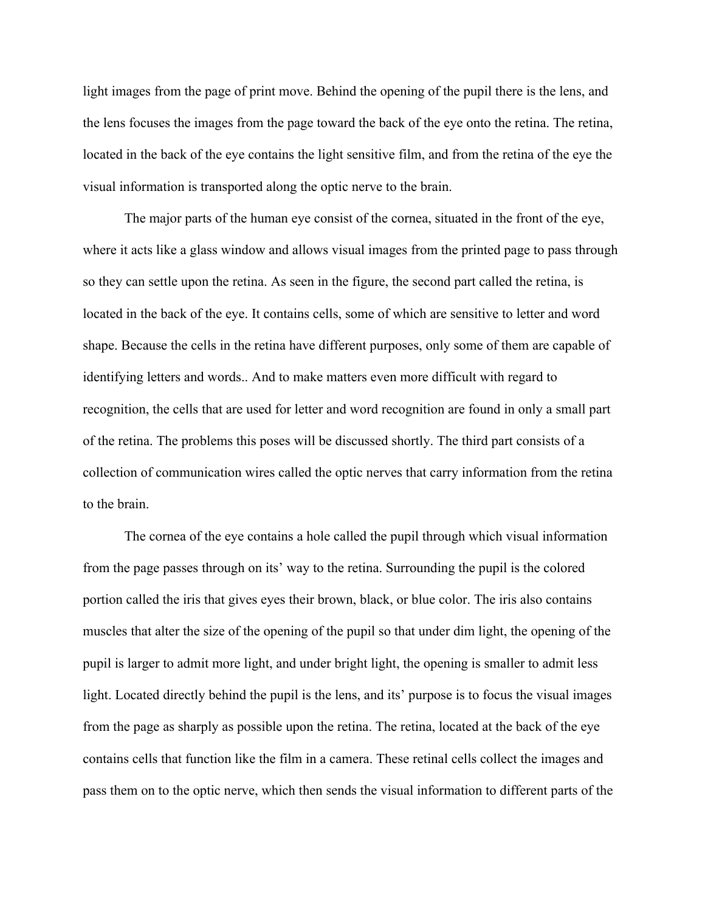light images from the page of print move. Behind the opening of the pupil there is the lens, and the lens focuses the images from the page toward the back of the eye onto the retina. The retina, located in the back of the eye contains the light sensitive film, and from the retina of the eye the visual information is transported along the optic nerve to the brain.

The major parts of the human eye consist of the cornea, situated in the front of the eye, where it acts like a glass window and allows visual images from the printed page to pass through so they can settle upon the retina. As seen in the figure, the second part called the retina, is located in the back of the eye. It contains cells, some of which are sensitive to letter and word shape. Because the cells in the retina have different purposes, only some of them are capable of identifying letters and words.. And to make matters even more difficult with regard to recognition, the cells that are used for letter and word recognition are found in only a small part of the retina. The problems this poses will be discussed shortly. The third part consists of a collection of communication wires called the optic nerves that carry information from the retina to the brain.

The cornea of the eye contains a hole called the pupil through which visual information from the page passes through on its' way to the retina. Surrounding the pupil is the colored portion called the iris that gives eyes their brown, black, or blue color. The iris also contains muscles that alter the size of the opening of the pupil so that under dim light, the opening of the pupil is larger to admit more light, and under bright light, the opening is smaller to admit less light. Located directly behind the pupil is the lens, and its' purpose is to focus the visual images from the page as sharply as possible upon the retina. The retina, located at the back of the eye contains cells that function like the film in a camera. These retinal cells collect the images and pass them on to the optic nerve, which then sends the visual information to different parts of the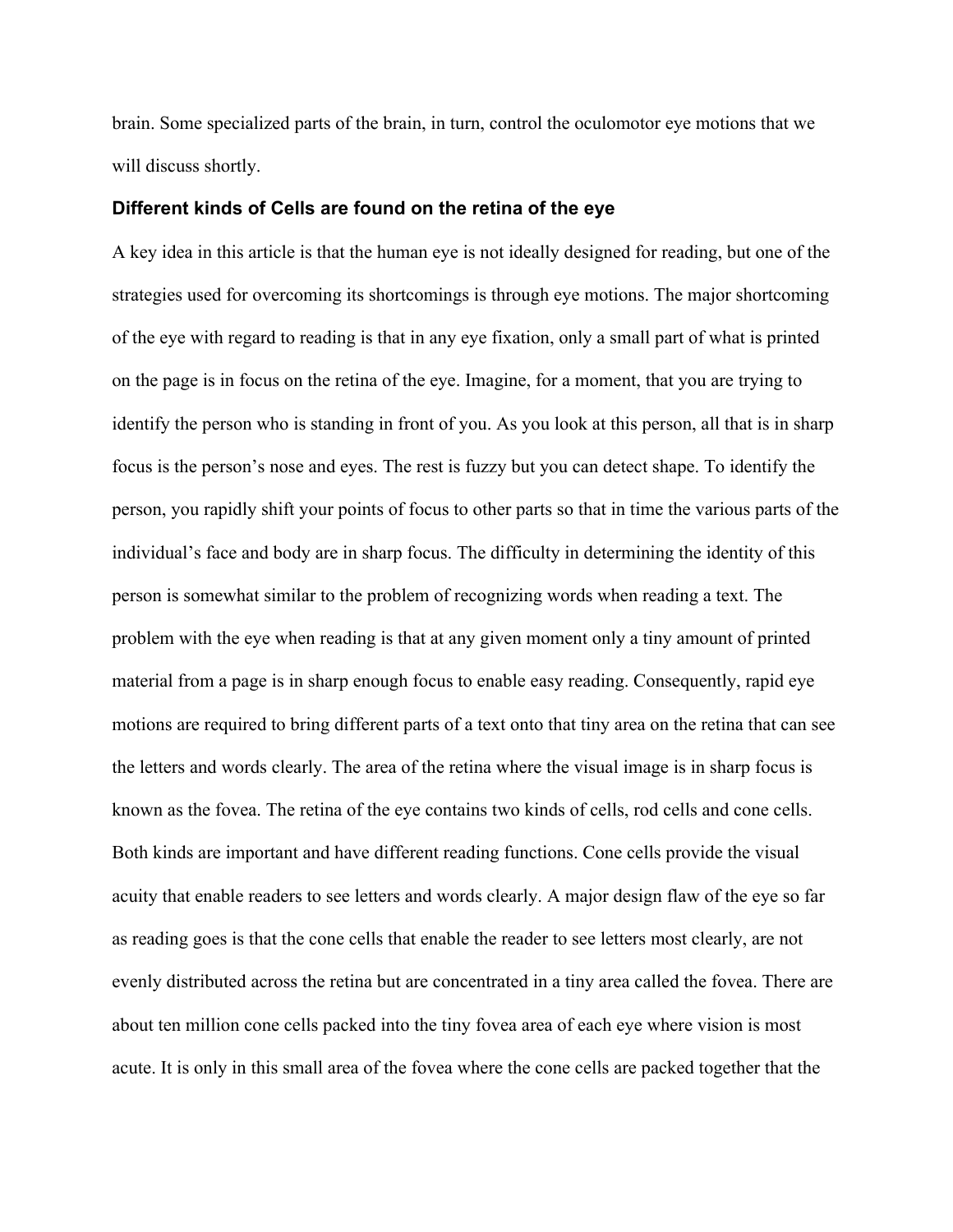brain. Some specialized parts of the brain, in turn, control the oculomotor eye motions that we will discuss shortly.

### Different kinds of Cells are found on the retina of the eye

A key idea in this article is that the human eye is not ideally designed for reading, but one of the strategies used for overcoming its shortcomings is through eye motions. The major shortcoming of the eye with regard to reading is that in any eye fixation, only a small part of what is printed on the page is in focus on the retina of the eye. Imagine, for a moment, that you are trying to identify the person who is standing in front of you. As you look at this person, all that is in sharp focus is the person's nose and eyes. The rest is fuzzy but you can detect shape. To identify the person, you rapidly shift your points of focus to other parts so that in time the various parts of the individual's face and body are in sharp focus. The difficulty in determining the identity of this person is somewhat similar to the problem of recognizing words when reading a text. The problem with the eye when reading is that at any given moment only a tiny amount of printed material from a page is in sharp enough focus to enable easy reading. Consequently, rapid eye motions are required to bring different parts of a text onto that tiny area on the retina that can see the letters and words clearly. The area of the retina where the visual image is in sharp focus is known as the fovea. The retina of the eye contains two kinds of cells, rod cells and cone cells. Both kinds are important and have different reading functions. Cone cells provide the visual acuity that enable readers to see letters and words clearly. A major design flaw of the eye so far as reading goes is that the cone cells that enable the reader to see letters most clearly, are not evenly distributed across the retina but are concentrated in a tiny area called the fovea. There are about ten million cone cells packed into the tiny fovea area of each eye where vision is most acute. It is only in this small area of the fovea where the cone cells are packed together that the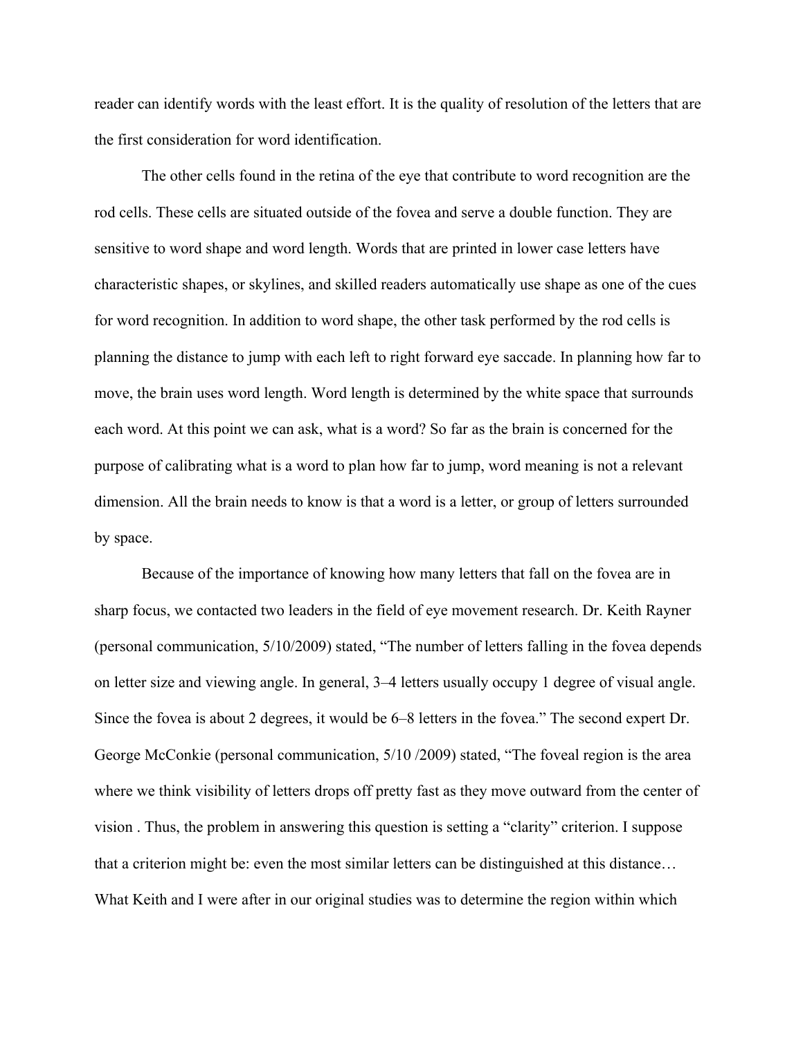reader can identify words with the least effort. It is the quality of resolution of the letters that are the first consideration for word identification.

The other cells found in the retina of the eye that contribute to word recognition are the rod cells. These cells are situated outside of the fovea and serve a double function. They are sensitive to word shape and word length. Words that are printed in lower case letters have characteristic shapes, or skylines, and skilled readers automatically use shape as one of the cues for word recognition. In addition to word shape, the other task performed by the rod cells is planning the distance to jump with each left to right forward eye saccade. In planning how far to move, the brain uses word length. Word length is determined by the white space that surrounds each word. At this point we can ask, what is a word? So far as the brain is concerned for the purpose of calibrating what is a word to plan how far to jump, word meaning is not a relevant dimension. All the brain needs to know is that a word is a letter, or group of letters surrounded by space.

Because of the importance of knowing how many letters that fall on the fovea are in sharp focus, we contacted two leaders in the field of eye movement research. Dr. Keith Rayner (personal communication, 5/10/2009) stated, "The number of letters falling in the fovea depends on letter size and viewing angle. In general, 3–4 letters usually occupy 1 degree of visual angle. Since the fovea is about 2 degrees, it would be 6–8 letters in the fovea." The second expert Dr. George McConkie (personal communication, 5/10 /2009) stated, "The foveal region is the area where we think visibility of letters drops off pretty fast as they move outward from the center of vision . Thus, the problem in answering this question is setting a "clarity" criterion. I suppose that a criterion might be: even the most similar letters can be distinguished at this distance… What Keith and I were after in our original studies was to determine the region within which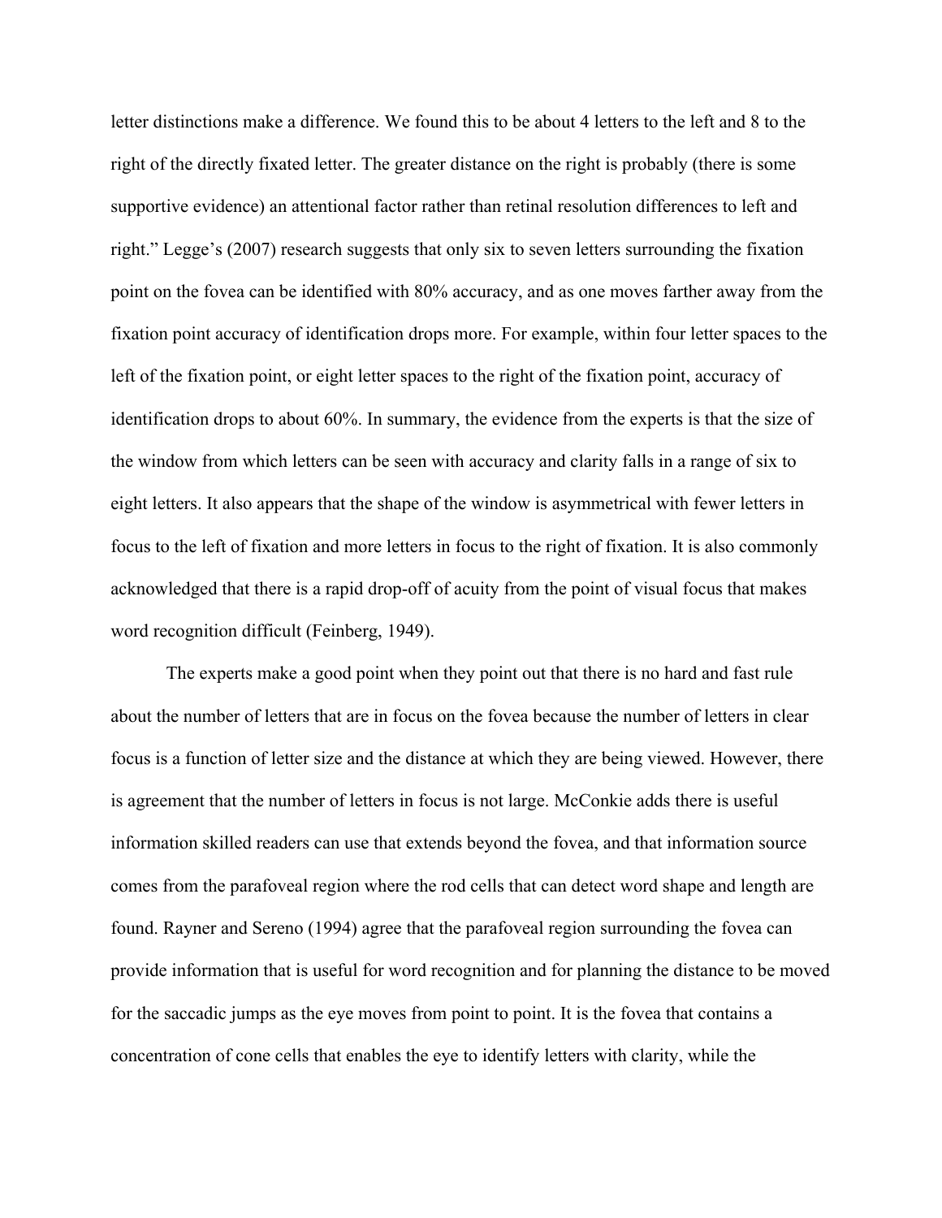letter distinctions make a difference. We found this to be about 4 letters to the left and 8 to the right of the directly fixated letter. The greater distance on the right is probably (there is some supportive evidence) an attentional factor rather than retinal resolution differences to left and right." Legge's (2007) research suggests that only six to seven letters surrounding the fixation point on the fovea can be identified with 80% accuracy, and as one moves farther away from the fixation point accuracy of identification drops more. For example, within four letter spaces to the left of the fixation point, or eight letter spaces to the right of the fixation point, accuracy of identification drops to about 60%. In summary, the evidence from the experts is that the size of the window from which letters can be seen with accuracy and clarity falls in a range of six to eight letters. It also appears that the shape of the window is asymmetrical with fewer letters in focus to the left of fixation and more letters in focus to the right of fixation. It is also commonly acknowledged that there is a rapid drop-off of acuity from the point of visual focus that makes word recognition difficult (Feinberg, 1949).

The experts make a good point when they point out that there is no hard and fast rule about the number of letters that are in focus on the fovea because the number of letters in clear focus is a function of letter size and the distance at which they are being viewed. However, there is agreement that the number of letters in focus is not large. McConkie adds there is useful information skilled readers can use that extends beyond the fovea, and that information source comes from the parafoveal region where the rod cells that can detect word shape and length are found. Rayner and Sereno (1994) agree that the parafoveal region surrounding the fovea can provide information that is useful for word recognition and for planning the distance to be moved for the saccadic jumps as the eye moves from point to point. It is the fovea that contains a concentration of cone cells that enables the eye to identify letters with clarity, while the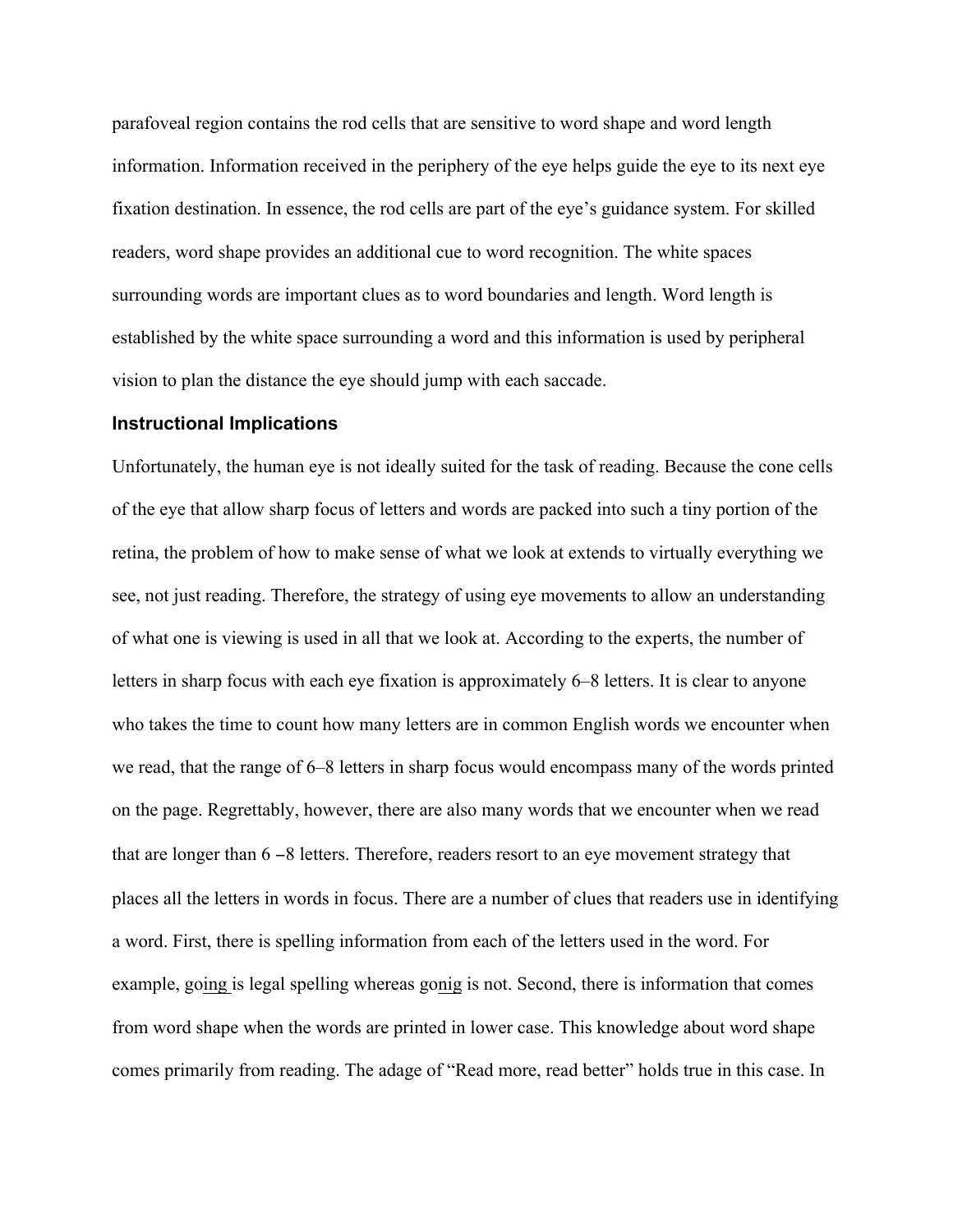parafoveal region contains the rod cells that are sensitive to word shape and word length information. Information received in the periphery of the eye helps guide the eye to its next eye fixation destination. In essence, the rod cells are part of the eye's guidance system. For skilled readers, word shape provides an additional cue to word recognition. The white spaces surrounding words are important clues as to word boundaries and length. Word length is established by the white space surrounding a word and this information is used by peripheral vision to plan the distance the eye should jump with each saccade.

### Instructional Implications

Unfortunately, the human eye is not ideally suited for the task of reading. Because the cone cells of the eye that allow sharp focus of letters and words are packed into such a tiny portion of the retina, the problem of how to make sense of what we look at extends to virtually everything we see, not just reading. Therefore, the strategy of using eye movements to allow an understanding of what one is viewing is used in all that we look at. According to the experts, the number of letters in sharp focus with each eye fixation is approximately 6–8 letters. It is clear to anyone who takes the time to count how many letters are in common English words we encounter when we read, that the range of 6–8 letters in sharp focus would encompass many of the words printed on the page. Regrettably, however, there are also many words that we encounter when we read that are longer than 6 –8 letters. Therefore, readers resort to an eye movement strategy that places all the letters in words in focus. There are a number of clues that readers use in identifying a word. First, there is spelling information from each of the letters used in the word. For example, go<u>ing</u> is legal spelling whereas go<u>nig</u> is not. Second, there is information that comes from word shape when the words are printed in lower case. This knowledge about word shape comes primarily from reading. The adage of "Read more, read better" holds true in this case. In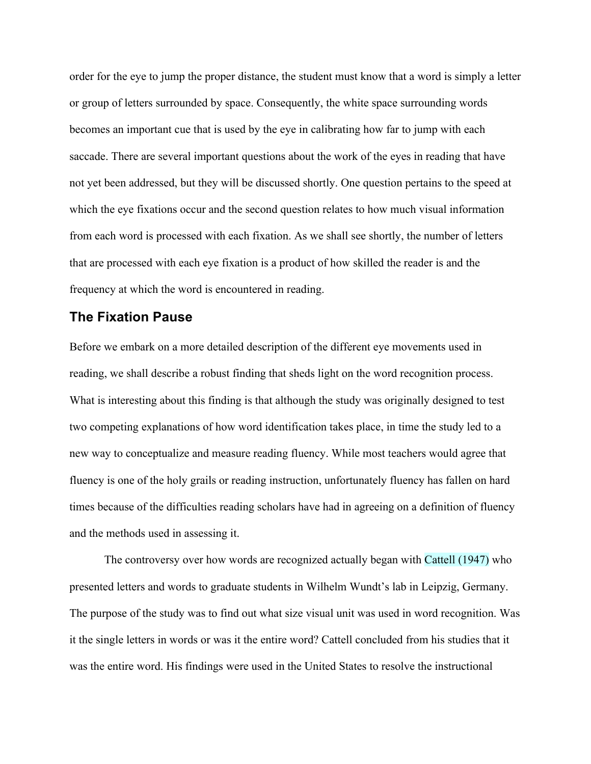order for the eye to jump the proper distance, the student must know that a word is simply a letter or group of letters surrounded by space. Consequently, the white space surrounding words becomes an important cue that is used by the eye in calibrating how far to jump with each saccade. There are several important questions about the work of the eyes in reading that have not yet been addressed, but they will be discussed shortly. One question pertains to the speed at which the eye fixations occur and the second question relates to how much visual information from each word is processed with each fixation. As we shall see shortly, the number of letters that are processed with each eye fixation is a product of how skilled the reader is and the frequency at which the word is encountered in reading.

## The Fixation Pause

Before we embark on a more detailed description of the different eye movements used in reading, we shall describe a robust finding that sheds light on the word recognition process. What is interesting about this finding is that although the study was originally designed to test two competing explanations of how word identification takes place, in time the study led to a new way to conceptualize and measure reading fluency. While most teachers would agree that fluency is one of the holy grails or reading instruction, unfortunately fluency has fallen on hard times because of the difficulties reading scholars have had in agreeing on a definition of fluency and the methods used in assessing it.

The controversy over how words are recognized actually began with Cattell (1947) who presented letters and words to graduate students in Wilhelm Wundt's lab in Leipzig, Germany. The purpose of the study was to find out what size visual unit was used in word recognition. Was it the single letters in words or was it the entire word? Cattell concluded from his studies that it was the entire word. His findings were used in the United States to resolve the instructional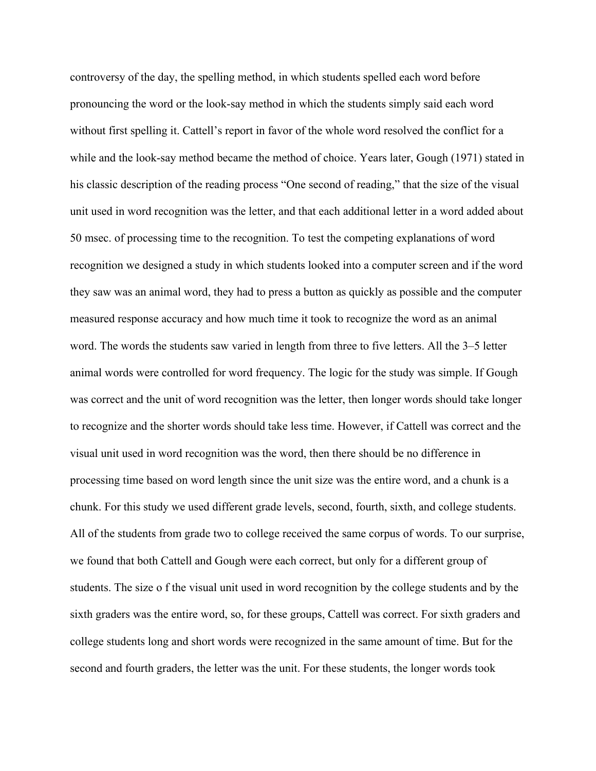controversy of the day, the spelling method, in which students spelled each word before pronouncing the word or the look-say method in which the students simply said each word without first spelling it. Cattell's report in favor of the whole word resolved the conflict for a while and the look-say method became the method of choice. Years later, Gough (1971) stated in his classic description of the reading process "One second of reading," that the size of the visual unit used in word recognition was the letter, and that each additional letter in a word added about 50 msec. of processing time to the recognition. To test the competing explanations of word recognition we designed a study in which students looked into a computer screen and if the word they saw was an animal word, they had to press a button as quickly as possible and the computer measured response accuracy and how much time it took to recognize the word as an animal word. The words the students saw varied in length from three to five letters. All the 3–5 letter animal words were controlled for word frequency. The logic for the study was simple. If Gough was correct and the unit of word recognition was the letter, then longer words should take longer to recognize and the shorter words should take less time. However, if Cattell was correct and the visual unit used in word recognition was the word, then there should be no difference in processing time based on word length since the unit size was the entire word, and a chunk is a chunk. For this study we used different grade levels, second, fourth, sixth, and college students. All of the students from grade two to college received the same corpus of words. To our surprise, we found that both Cattell and Gough were each correct, but only for a different group of students. The size o f the visual unit used in word recognition by the college students and by the sixth graders was the entire word, so, for these groups, Cattell was correct. For sixth graders and college students long and short words were recognized in the same amount of time. But for the second and fourth graders, the letter was the unit. For these students, the longer words took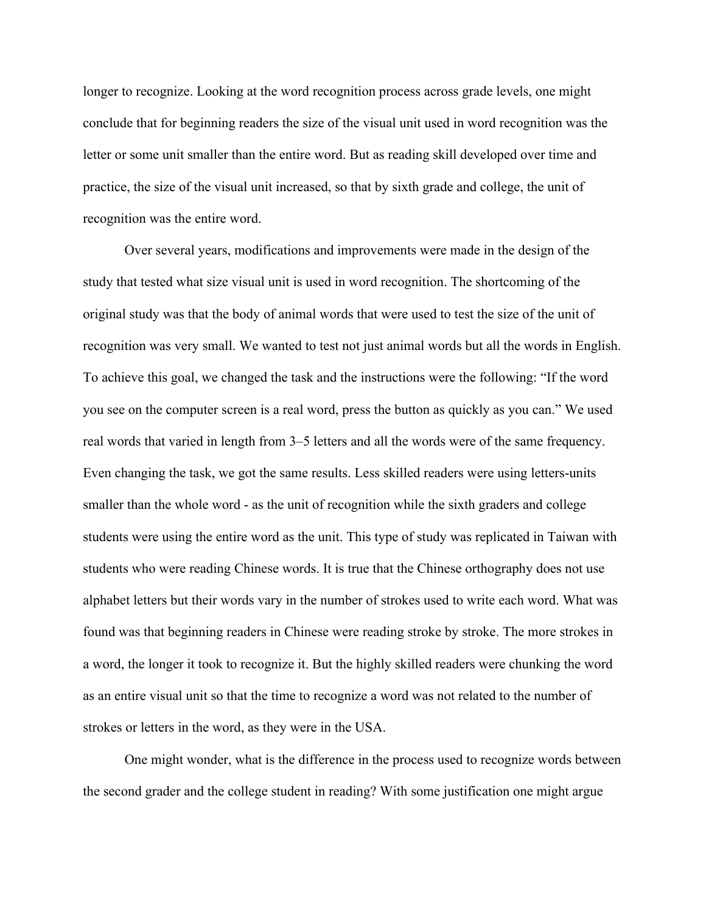longer to recognize. Looking at the word recognition process across grade levels, one might conclude that for beginning readers the size of the visual unit used in word recognition was the letter or some unit smaller than the entire word. But as reading skill developed over time and practice, the size of the visual unit increased, so that by sixth grade and college, the unit of recognition was the entire word.

Over several years, modifications and improvements were made in the design of the study that tested what size visual unit is used in word recognition. The shortcoming of the original study was that the body of animal words that were used to test the size of the unit of recognition was very small. We wanted to test not just animal words but all the words in English. To achieve this goal, we changed the task and the instructions were the following: "If the word you see on the computer screen is a real word, press the button as quickly as you can." We used real words that varied in length from 3–5 letters and all the words were of the same frequency. Even changing the task, we got the same results. Less skilled readers were using letters-units smaller than the whole word - as the unit of recognition while the sixth graders and college students were using the entire word as the unit. This type of study was replicated in Taiwan with students who were reading Chinese words. It is true that the Chinese orthography does not use alphabet letters but their words vary in the number of strokes used to write each word. What was found was that beginning readers in Chinese were reading stroke by stroke. The more strokes in a word, the longer it took to recognize it. But the highly skilled readers were chunking the word as an entire visual unit so that the time to recognize a word was not related to the number of strokes or letters in the word, as they were in the USA.

One might wonder, what is the difference in the process used to recognize words between the second grader and the college student in reading? With some justification one might argue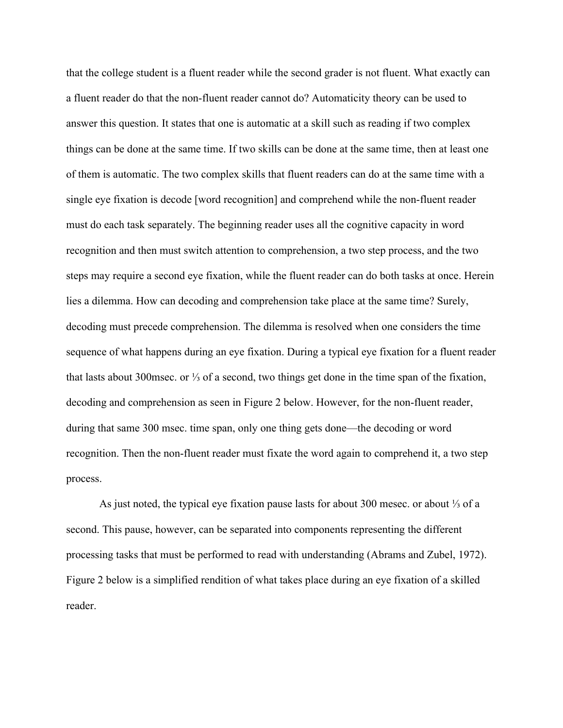that the college student is a fluent reader while the second grader is not fluent. What exactly can a fluent reader do that the non-fluent reader cannot do? Automaticity theory can be used to answer this question. It states that one is automatic at a skill such as reading if two complex things can be done at the same time. If two skills can be done at the same time, then at least one of them is automatic. The two complex skills that fluent readers can do at the same time with a single eye fixation is decode [word recognition] and comprehend while the non-fluent reader must do each task separately. The beginning reader uses all the cognitive capacity in word recognition and then must switch attention to comprehension, a two step process, and the two steps may require a second eye fixation, while the fluent reader can do both tasks at once. Herein lies a dilemma. How can decoding and comprehension take place at the same time? Surely, decoding must precede comprehension. The dilemma is resolved when one considers the time sequence of what happens during an eye fixation. During a typical eye fixation for a fluent reader that lasts about 300msec. or ⅓ of a second, two things get done in the time span of the fixation, decoding and comprehension as seen in Figure 2 below. However, for the non-fluent reader, during that same 300 msec. time span, only one thing gets done—the decoding or word recognition. Then the non-fluent reader must fixate the word again to comprehend it, a two step process.

As just noted, the typical eye fixation pause lasts for about 300 mesec. or about ⅓ of a second. This pause, however, can be separated into components representing the different processing tasks that must be performed to read with understanding (Abrams and Zubel, 1972). Figure 2 below is a simplified rendition of what takes place during an eye fixation of a skilled reader.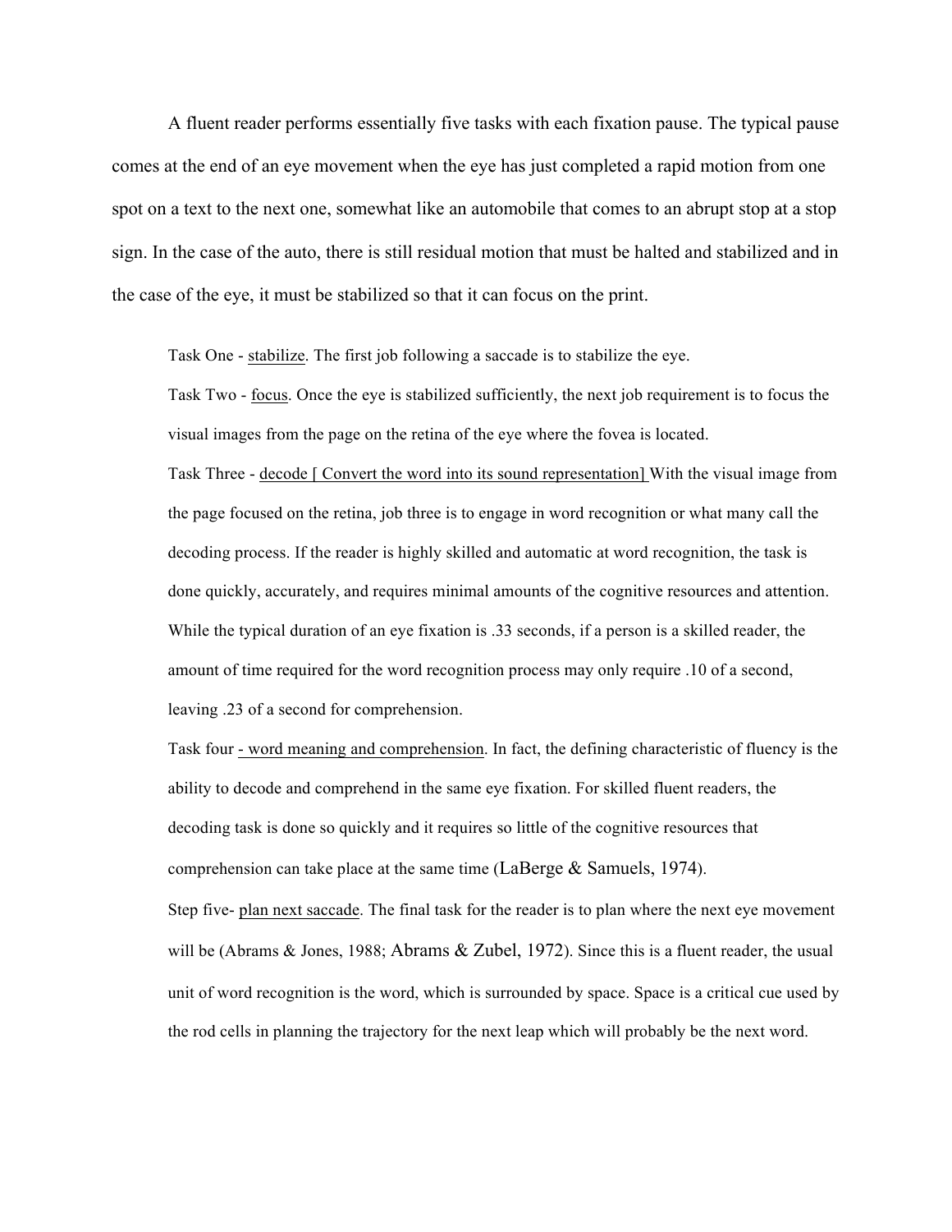A fluent reader performs essentially five tasks with each fixation pause. The typical pause comes at the end of an eye movement when the eye has just completed a rapid motion from one spot on a text to the next one, somewhat like an automobile that comes to an abrupt stop at a stop sign. In the case of the auto, there is still residual motion that must be halted and stabilized and in the case of the eye, it must be stabilized so that it can focus on the print.

Task One - <u>stabilize</u>. The first job following a saccade is to stabilize the eye.

Task Two - <u>focus</u>. Once the eye is stabilized sufficiently, the next job requirement is to focus the visual images from the page on the retina of the eye where the fovea is located.

Task Three - <u>decode [ Convert the word into its sound representation]</u> With the visual image from the page focused on the retina, job three is to engage in word recognition or what many call the decoding process. If the reader is highly skilled and automatic at word recognition, the task is done quickly, accurately, and requires minimal amounts of the cognitive resources and attention. While the typical duration of an eye fixation is .33 seconds, if a person is a skilled reader, the amount of time required for the word recognition process may only require .10 of a second, leaving .23 of a second for comprehension.

Task four <u>- word meaning and comprehension</u>. In fact, the defining characteristic of fluency is the ability to decode and comprehend in the same eye fixation. For skilled fluent readers, the decoding task is done so quickly and it requires so little of the cognitive resources that comprehension can take place at the same time (LaBerge & Samuels, 1974).

Step five- <u>plan next saccade</u>. The final task for the reader is to plan where the next eye movement will be (Abrams & Jones, 1988; Abrams & Zubel, 1972). Since this is a fluent reader, the usual unit of word recognition is the word, which is surrounded by space. Space is a critical cue used by the rod cells in planning the trajectory for the next leap which will probably be the next word.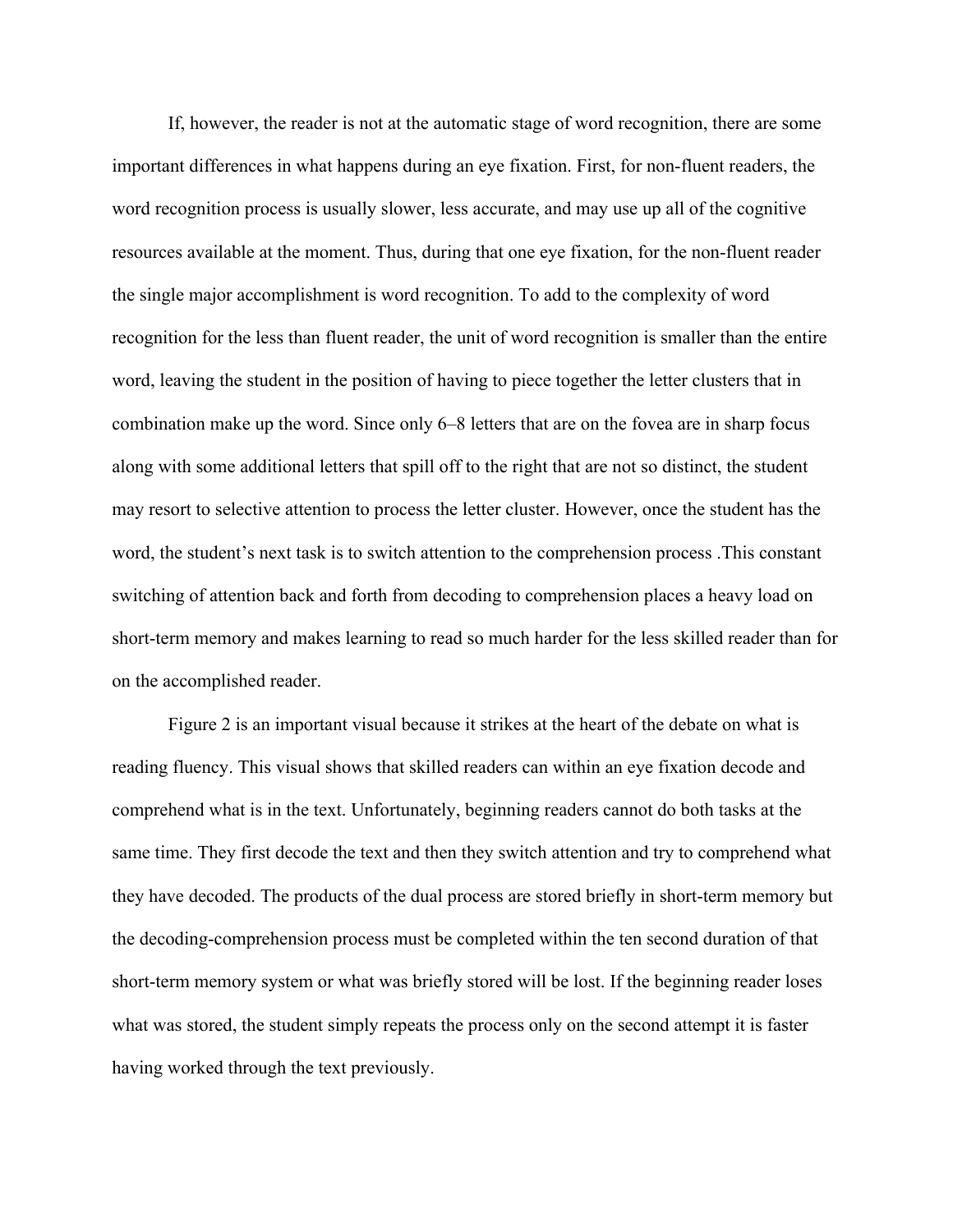If, however, the reader is not at the automatic stage of word recognition, there are some important differences in what happens during an eye fixation. First, for non-fluent readers, the word recognition process is usually slower, less accurate, and may use up all of the cognitive resources available at the moment. Thus, during that one eye fixation, for the non-fluent reader the single major accomplishment is word recognition. To add to the complexity of word recognition for the less than fluent reader, the unit of word recognition is smaller than the entire word, leaving the student in the position of having to piece together the letter clusters that in combination make up the word. Since only 6–8 letters that are on the fovea are in sharp focus along with some additional letters that spill off to the right that are not so distinct, the student may resort to selective attention to process the letter cluster. However, once the student has the word, the student's next task is to switch attention to the comprehension process .This constant switching of attention back and forth from decoding to comprehension places a heavy load on short-term memory and makes learning to read so much harder for the less skilled reader than for on the accomplished reader.

Figure 2 is an important visual because it strikes at the heart of the debate on what is reading fluency. This visual shows that skilled readers can within an eye fixation decode and comprehend what is in the text. Unfortunately, beginning readers cannot do both tasks at the same time. They first decode the text and then they switch attention and try to comprehend what they have decoded. The products of the dual process are stored briefly in short-term memory but the decoding-comprehension process must be completed within the ten second duration of that short-term memory system or what was briefly stored will be lost. If the beginning reader loses what was stored, the student simply repeats the process only on the second attempt it is faster having worked through the text previously.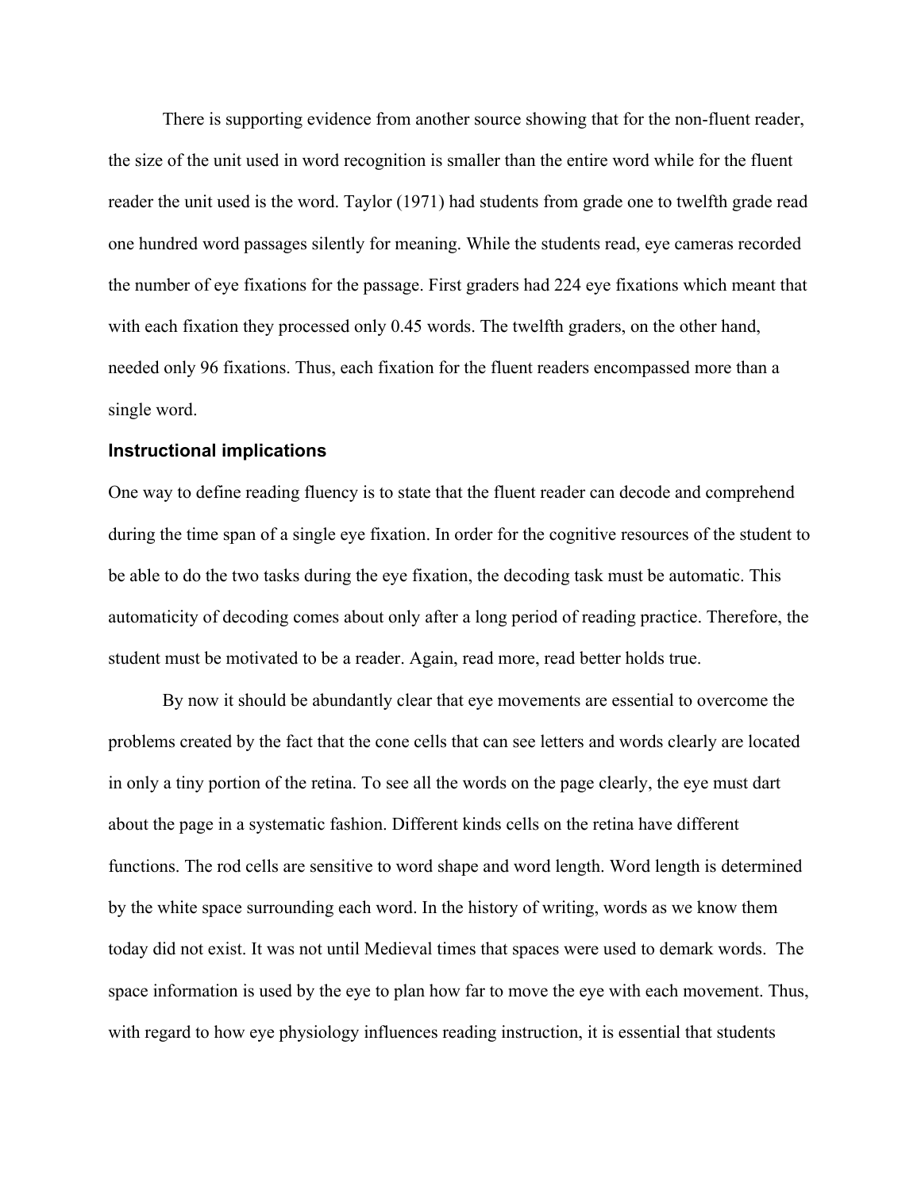There is supporting evidence from another source showing that for the non-fluent reader, the size of the unit used in word recognition is smaller than the entire word while for the fluent reader the unit used is the word. Taylor (1971) had students from grade one to twelfth grade read one hundred word passages silently for meaning. While the students read, eye cameras recorded the number of eye fixations for the passage. First graders had 224 eye fixations which meant that with each fixation they processed only 0.45 words. The twelfth graders, on the other hand, needed only 96 fixations. Thus, each fixation for the fluent readers encompassed more than a single word.

### Instructional implications

One way to define reading fluency is to state that the fluent reader can decode and comprehend during the time span of a single eye fixation. In order for the cognitive resources of the student to be able to do the two tasks during the eye fixation, the decoding task must be automatic. This automaticity of decoding comes about only after a long period of reading practice. Therefore, the student must be motivated to be a reader. Again, read more, read better holds true.

By now it should be abundantly clear that eye movements are essential to overcome the problems created by the fact that the cone cells that can see letters and words clearly are located in only a tiny portion of the retina. To see all the words on the page clearly, the eye must dart about the page in a systematic fashion. Different kinds cells on the retina have different functions. The rod cells are sensitive to word shape and word length. Word length is determined by the white space surrounding each word. In the history of writing, words as we know them today did not exist. It was not until Medieval times that spaces were used to demark words. The space information is used by the eye to plan how far to move the eye with each movement. Thus, with regard to how eye physiology influences reading instruction, it is essential that students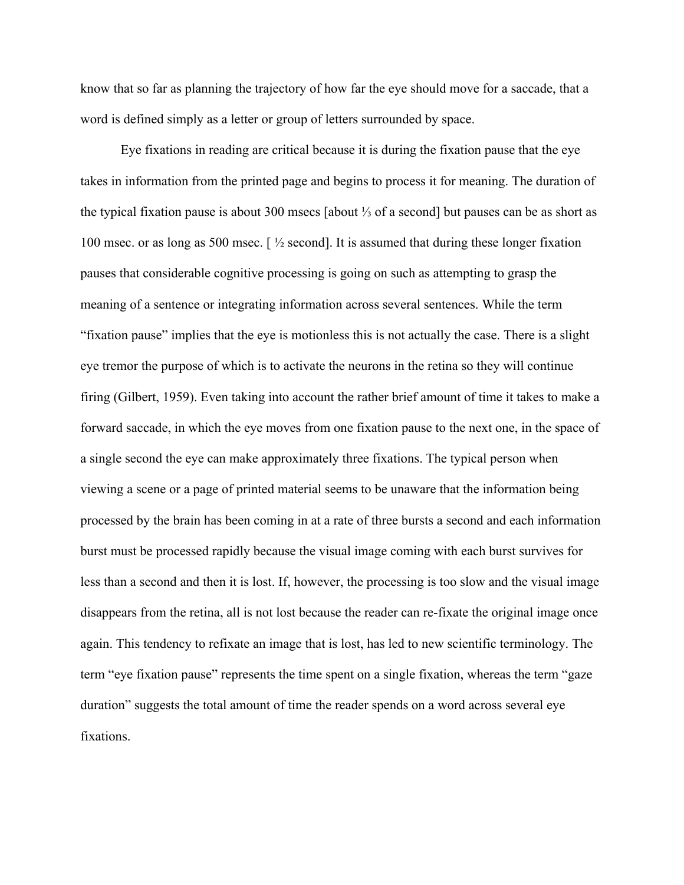know that so far as planning the trajectory of how far the eye should move for a saccade, that a word is defined simply as a letter or group of letters surrounded by space.

Eye fixations in reading are critical because it is during the fixation pause that the eye takes in information from the printed page and begins to process it for meaning. The duration of the typical fixation pause is about 300 msecs [about ⅓ of a second] but pauses can be as short as 100 msec. or as long as 500 msec. [ ½ second]. It is assumed that during these longer fixation pauses that considerable cognitive processing is going on such as attempting to grasp the meaning of a sentence or integrating information across several sentences. While the term "fixation pause" implies that the eye is motionless this is not actually the case. There is a slight eye tremor the purpose of which is to activate the neurons in the retina so they will continue firing (Gilbert, 1959). Even taking into account the rather brief amount of time it takes to make a forward saccade, in which the eye moves from one fixation pause to the next one, in the space of a single second the eye can make approximately three fixations. The typical person when viewing a scene or a page of printed material seems to be unaware that the information being processed by the brain has been coming in at a rate of three bursts a second and each information burst must be processed rapidly because the visual image coming with each burst survives for less than a second and then it is lost. If, however, the processing is too slow and the visual image disappears from the retina, all is not lost because the reader can re-fixate the original image once again. This tendency to refixate an image that is lost, has led to new scientific terminology. The term "eye fixation pause" represents the time spent on a single fixation, whereas the term "gaze duration" suggests the total amount of time the reader spends on a word across several eye fixations.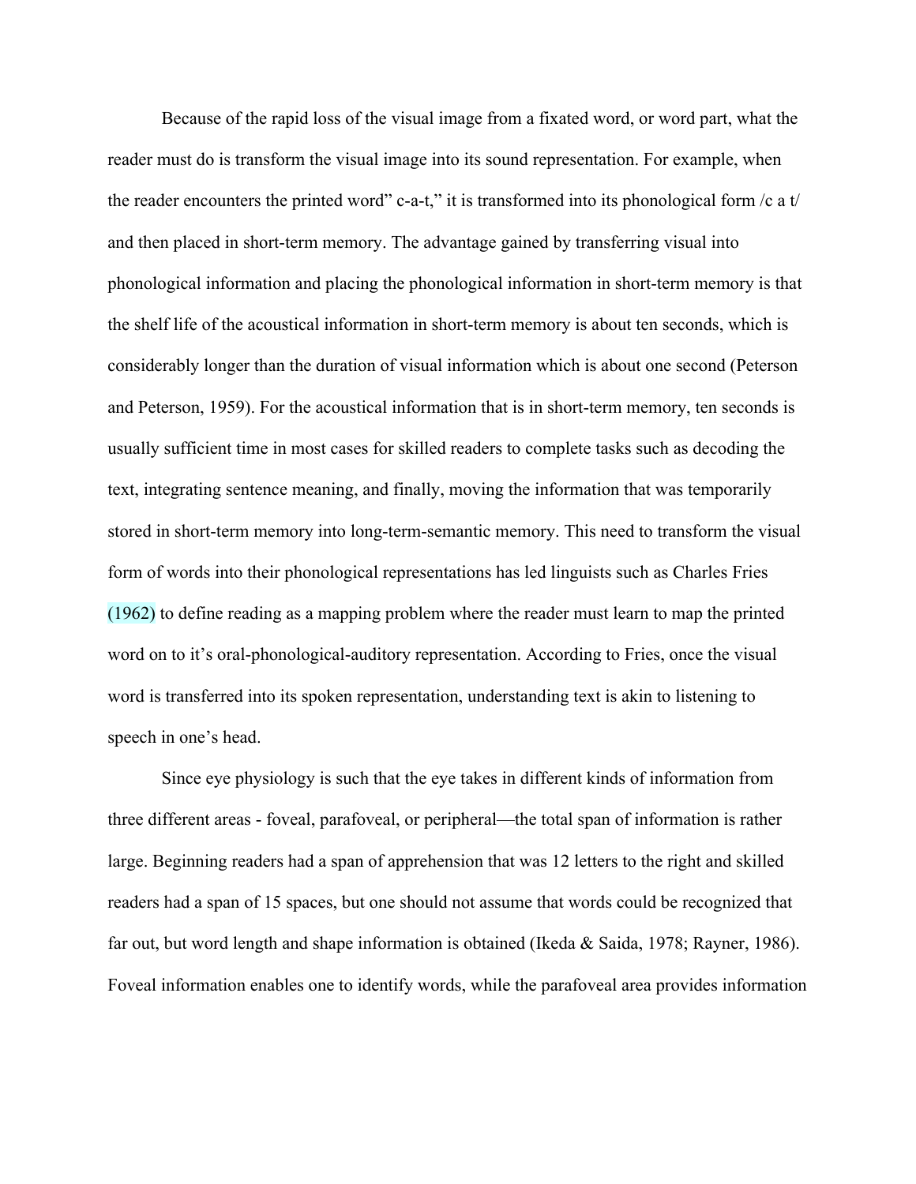Because of the rapid loss of the visual image from a fixated word, or word part, what the reader must do is transform the visual image into its sound representation. For example, when the reader encounters the printed word" c-a-t," it is transformed into its phonological form /c a t/ and then placed in short-term memory. The advantage gained by transferring visual into phonological information and placing the phonological information in short-term memory is that the shelf life of the acoustical information in short-term memory is about ten seconds, which is considerably longer than the duration of visual information which is about one second (Peterson and Peterson, 1959). For the acoustical information that is in short-term memory, ten seconds is usually sufficient time in most cases for skilled readers to complete tasks such as decoding the text, integrating sentence meaning, and finally, moving the information that was temporarily stored in short-term memory into long-term-semantic memory. This need to transform the visual form of words into their phonological representations has led linguists such as Charles Fries (1962) to define reading as a mapping problem where the reader must learn to map the printed word on to it's oral-phonological-auditory representation. According to Fries, once the visual word is transferred into its spoken representation, understanding text is akin to listening to speech in one's head.

Since eye physiology is such that the eye takes in different kinds of information from three different areas - foveal, parafoveal, or peripheral—the total span of information is rather large. Beginning readers had a span of apprehension that was 12 letters to the right and skilled readers had a span of 15 spaces, but one should not assume that words could be recognized that far out, but word length and shape information is obtained (Ikeda & Saida, 1978; Rayner, 1986). Foveal information enables one to identify words, while the parafoveal area provides information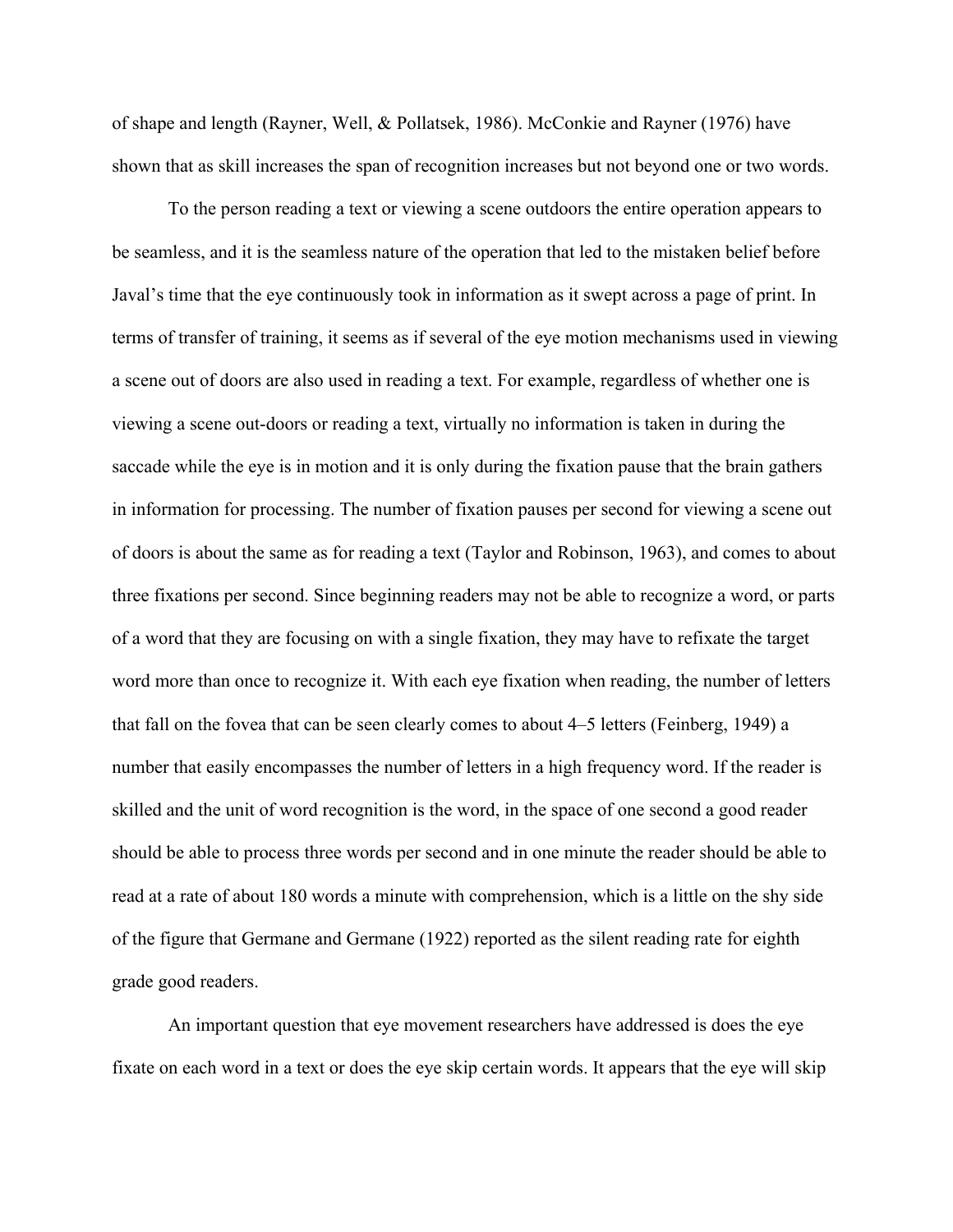of shape and length (Rayner, Well, & Pollatsek, 1986). McConkie and Rayner (1976) have shown that as skill increases the span of recognition increases but not beyond one or two words.

To the person reading a text or viewing a scene outdoors the entire operation appears to be seamless, and it is the seamless nature of the operation that led to the mistaken belief before Javal's time that the eye continuously took in information as it swept across a page of print. In terms of transfer of training, it seems as if several of the eye motion mechanisms used in viewing a scene out of doors are also used in reading a text. For example, regardless of whether one is viewing a scene out-doors or reading a text, virtually no information is taken in during the saccade while the eye is in motion and it is only during the fixation pause that the brain gathers in information for processing. The number of fixation pauses per second for viewing a scene out of doors is about the same as for reading a text (Taylor and Robinson, 1963), and comes to about three fixations per second. Since beginning readers may not be able to recognize a word, or parts of a word that they are focusing on with a single fixation, they may have to refixate the target word more than once to recognize it. With each eye fixation when reading, the number of letters that fall on the fovea that can be seen clearly comes to about 4–5 letters (Feinberg, 1949) a number that easily encompasses the number of letters in a high frequency word. If the reader is skilled and the unit of word recognition is the word, in the space of one second a good reader should be able to process three words per second and in one minute the reader should be able to read at a rate of about 180 words a minute with comprehension, which is a little on the shy side of the figure that Germane and Germane (1922) reported as the silent reading rate for eighth grade good readers.

An important question that eye movement researchers have addressed is does the eye fixate on each word in a text or does the eye skip certain words. It appears that the eye will skip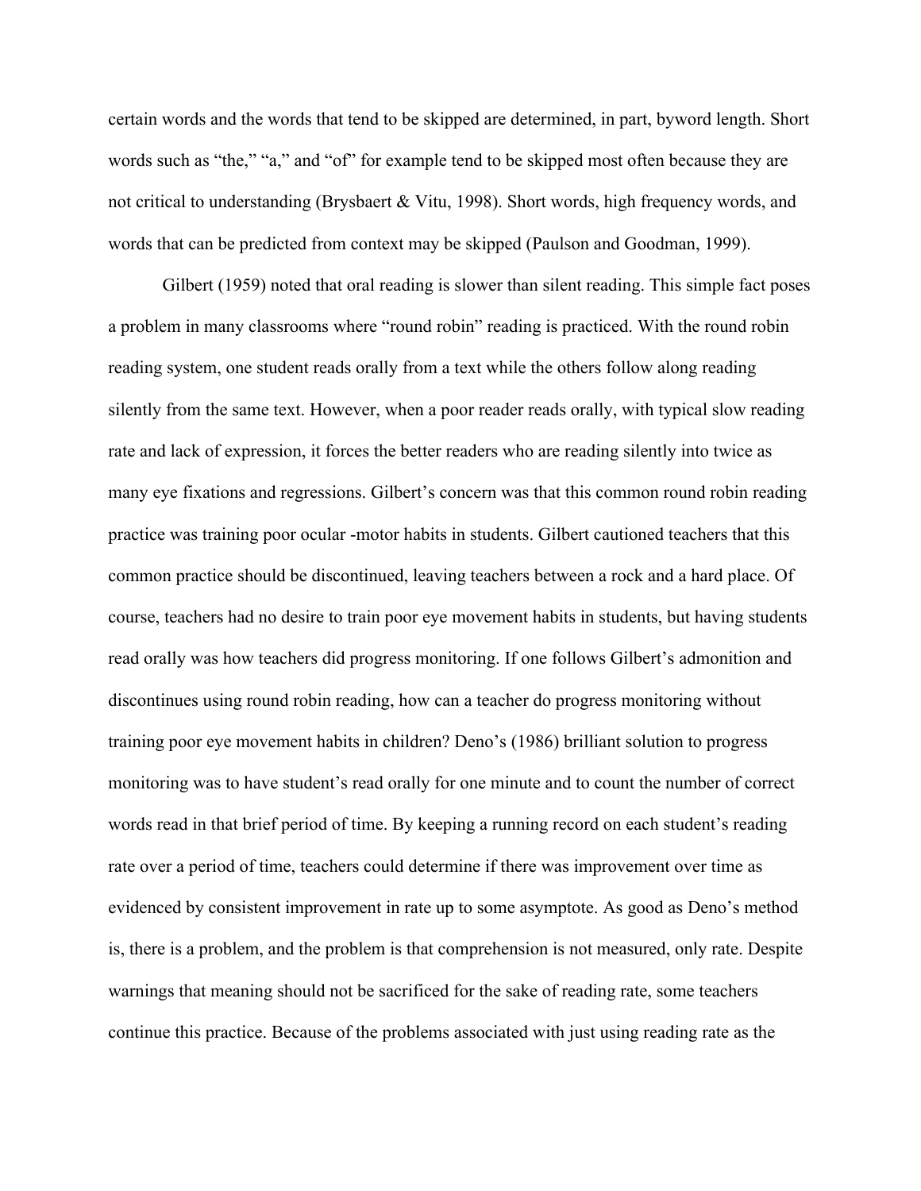certain words and the words that tend to be skipped are determined, in part, byword length. Short words such as “the,” “a,” and “of” for example tend to be skipped most often because they are not critical to understanding (Brysbaert & Vitu, 1998). Short words, high frequency words, and words that can be predicted from context may be skipped (Paulson and Goodman, 1999).

Gilbert (1959) noted that oral reading is slower than silent reading. This simple fact poses a problem in many classrooms where “round robin” reading is practiced. With the round robin reading system, one student reads orally from a text while the others follow along reading silently from the same text. However, when a poor reader reads orally, with typical slow reading rate and lack of expression, it forces the better readers who are reading silently into twice as many eye fixations and regressions. Gilbert’s concern was that this common round robin reading practice was training poor ocular -motor habits in students. Gilbert cautioned teachers that this common practice should be discontinued, leaving teachers between a rock and a hard place. Of course, teachers had no desire to train poor eye movement habits in students, but having students read orally was how teachers did progress monitoring. If one follows Gilbert’s admonition and discontinues using round robin reading, how can a teacher do progress monitoring without training poor eye movement habits in children? Deno’s (1986) brilliant solution to progress monitoring was to have student’s read orally for one minute and to count the number of correct words read in that brief period of time. By keeping a running record on each student’s reading rate over a period of time, teachers could determine if there was improvement over time as evidenced by consistent improvement in rate up to some asymptote. As good as Deno’s method is, there is a problem, and the problem is that comprehension is not measured, only rate. Despite warnings that meaning should not be sacrificed for the sake of reading rate, some teachers continue this practice. Because of the problems associated with just using reading rate as the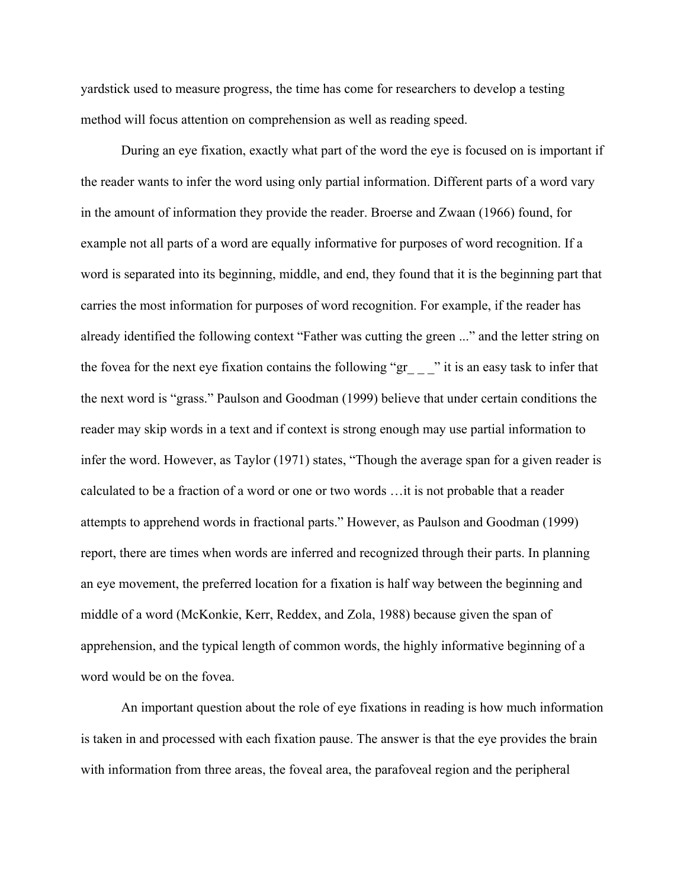yardstick used to measure progress, the time has come for researchers to develop a testing method will focus attention on comprehension as well as reading speed.

During an eye fixation, exactly what part of the word the eye is focused on is important if the reader wants to infer the word using only partial information. Different parts of a word vary in the amount of information they provide the reader. Broerse and Zwaan (1966) found, for example not all parts of a word are equally informative for purposes of word recognition. If a word is separated into its beginning, middle, and end, they found that it is the beginning part that carries the most information for purposes of word recognition. For example, if the reader has already identified the following context "Father was cutting the green ..." and the letter string on the fovea for the next eye fixation contains the following "gr_ _ _" it is an easy task to infer that the next word is "grass." Paulson and Goodman (1999) believe that under certain conditions the reader may skip words in a text and if context is strong enough may use partial information to infer the word. However, as Taylor (1971) states, "Though the average span for a given reader is calculated to be a fraction of a word or one or two words …it is not probable that a reader attempts to apprehend words in fractional parts." However, as Paulson and Goodman (1999) report, there are times when words are inferred and recognized through their parts. In planning an eye movement, the preferred location for a fixation is half way between the beginning and middle of a word (McKonkie, Kerr, Reddex, and Zola, 1988) because given the span of apprehension, and the typical length of common words, the highly informative beginning of a word would be on the fovea.

An important question about the role of eye fixations in reading is how much information is taken in and processed with each fixation pause. The answer is that the eye provides the brain with information from three areas, the foveal area, the parafoveal region and the peripheral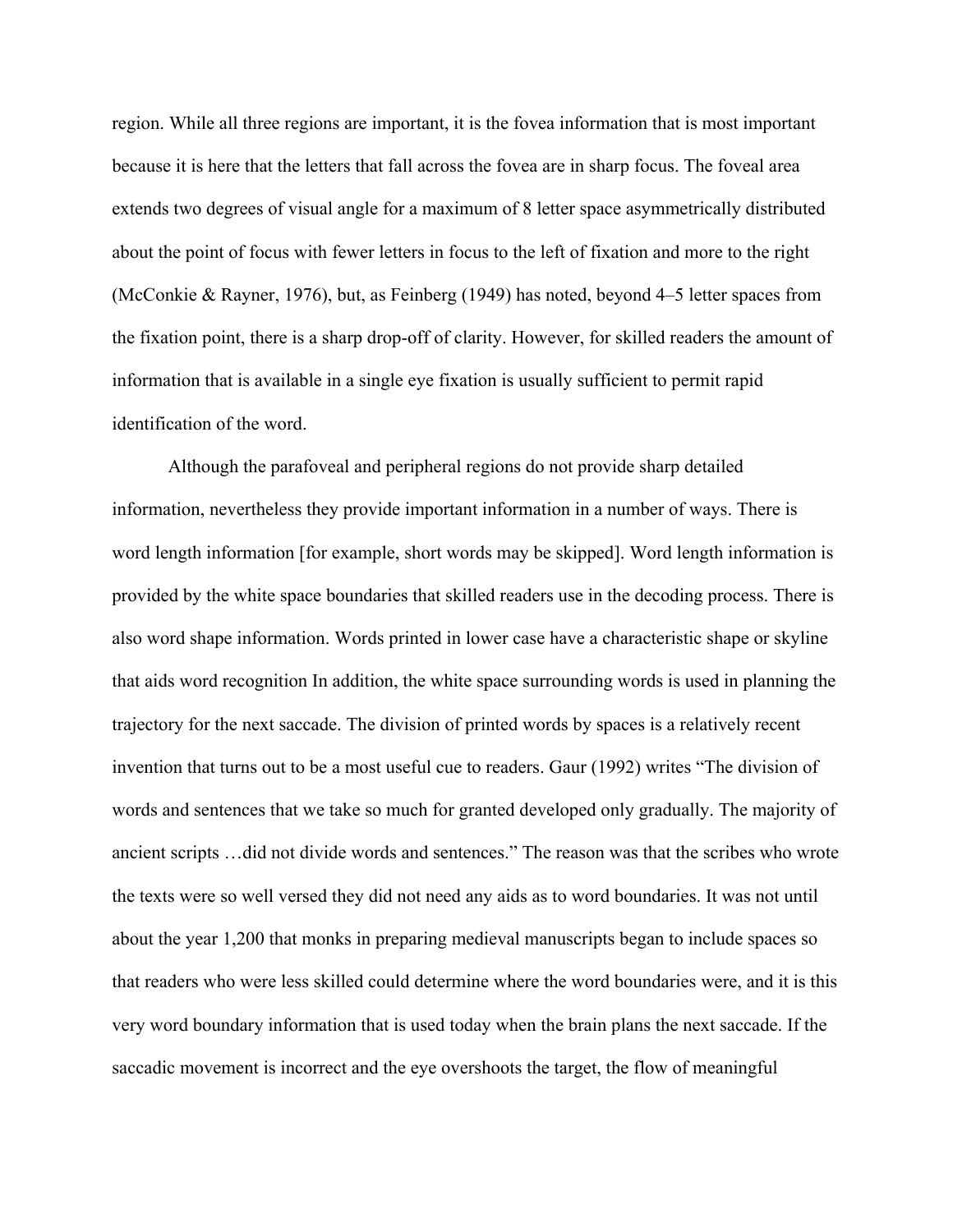region. While all three regions are important, it is the fovea information that is most important because it is here that the letters that fall across the fovea are in sharp focus. The foveal area extends two degrees of visual angle for a maximum of 8 letter space asymmetrically distributed about the point of focus with fewer letters in focus to the left of fixation and more to the right (McConkie & Rayner, 1976), but, as Feinberg (1949) has noted, beyond 4–5 letter spaces from the fixation point, there is a sharp drop-off of clarity. However, for skilled readers the amount of information that is available in a single eye fixation is usually sufficient to permit rapid identification of the word.

Although the parafoveal and peripheral regions do not provide sharp detailed information, nevertheless they provide important information in a number of ways. There is word length information [for example, short words may be skipped]. Word length information is provided by the white space boundaries that skilled readers use in the decoding process. There is also word shape information. Words printed in lower case have a characteristic shape or skyline that aids word recognition In addition, the white space surrounding words is used in planning the trajectory for the next saccade. The division of printed words by spaces is a relatively recent invention that turns out to be a most useful cue to readers. Gaur (1992) writes "The division of words and sentences that we take so much for granted developed only gradually. The majority of ancient scripts …did not divide words and sentences." The reason was that the scribes who wrote the texts were so well versed they did not need any aids as to word boundaries. It was not until about the year 1,200 that monks in preparing medieval manuscripts began to include spaces so that readers who were less skilled could determine where the word boundaries were, and it is this very word boundary information that is used today when the brain plans the next saccade. If the saccadic movement is incorrect and the eye overshoots the target, the flow of meaningful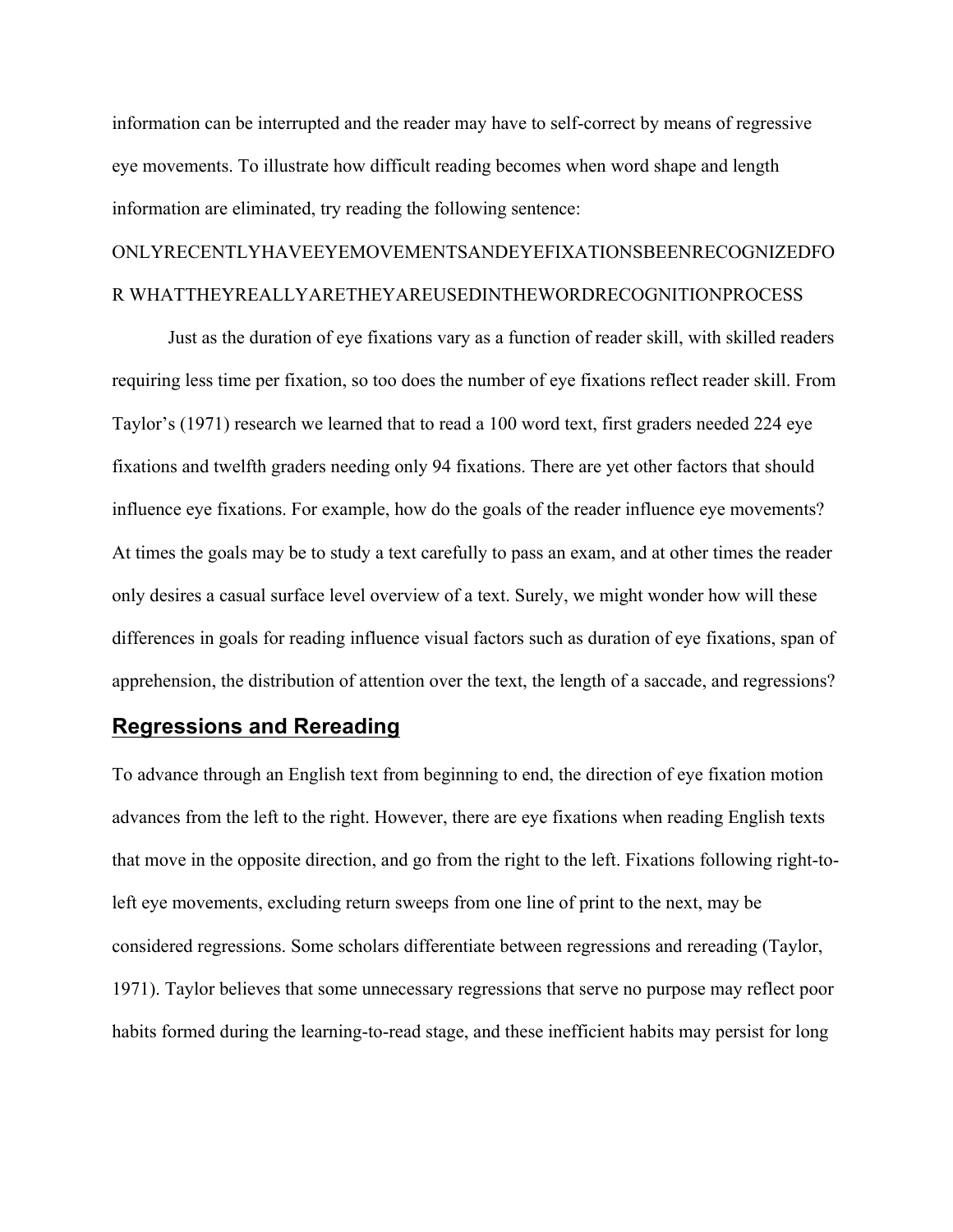information can be interrupted and the reader may have to self-correct by means of regressive eye movements. To illustrate how difficult reading becomes when word shape and length information are eliminated, try reading the following sentence:

ONLYRECENTLYHAVEEYEMOVEMENTSANDEYEFIXATIONSBEENRECOGNIZEDFOR WHATTHEYREALLYARETHEYAREUSEDINTHEWORDRECOGNITIONPROCESS

Just as the duration of eye fixations vary as a function of reader skill, with skilled readers requiring less time per fixation, so too does the number of eye fixations reflect reader skill. From Taylor's (1971) research we learned that to read a 100 word text, first graders needed 224 eye fixations and twelfth graders needing only 94 fixations. There are yet other factors that should influence eye fixations. For example, how do the goals of the reader influence eye movements? At times the goals may be to study a text carefully to pass an exam, and at other times the reader only desires a casual surface level overview of a text. Surely, we might wonder how will these differences in goals for reading influence visual factors such as duration of eye fixations, span of apprehension, the distribution of attention over the text, the length of a saccade, and regressions?

## Regressions and Rereading

To advance through an English text from beginning to end, the direction of eye fixation motion advances from the left to the right. However, there are eye fixations when reading English texts that move in the opposite direction, and go from the right to the left. Fixations following right-to-left eye movements, excluding return sweeps from one line of print to the next, may be considered regressions. Some scholars differentiate between regressions and rereading (Taylor, 1971). Taylor believes that some unnecessary regressions that serve no purpose may reflect poor habits formed during the learning-to-read stage, and these inefficient habits may persist for long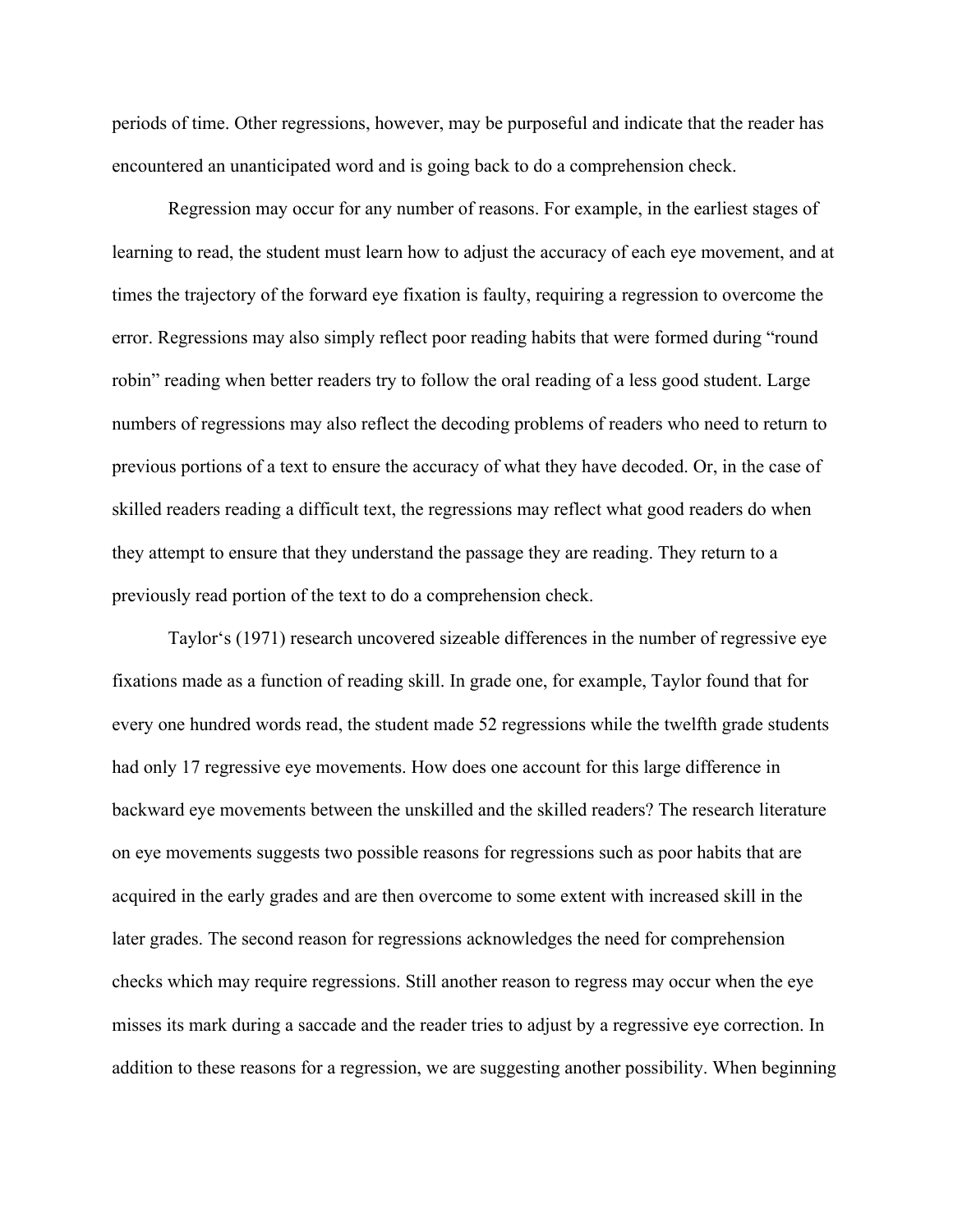periods of time. Other regressions, however, may be purposeful and indicate that the reader has encountered an unanticipated word and is going back to do a comprehension check.

Regression may occur for any number of reasons. For example, in the earliest stages of learning to read, the student must learn how to adjust the accuracy of each eye movement, and at times the trajectory of the forward eye fixation is faulty, requiring a regression to overcome the error. Regressions may also simply reflect poor reading habits that were formed during "round robin" reading when better readers try to follow the oral reading of a less good student. Large numbers of regressions may also reflect the decoding problems of readers who need to return to previous portions of a text to ensure the accuracy of what they have decoded. Or, in the case of skilled readers reading a difficult text, the regressions may reflect what good readers do when they attempt to ensure that they understand the passage they are reading. They return to a previously read portion of the text to do a comprehension check.

Taylor's (1971) research uncovered sizeable differences in the number of regressive eye fixations made as a function of reading skill. In grade one, for example, Taylor found that for every one hundred words read, the student made 52 regressions while the twelfth grade students had only 17 regressive eye movements. How does one account for this large difference in backward eye movements between the unskilled and the skilled readers? The research literature on eye movements suggests two possible reasons for regressions such as poor habits that are acquired in the early grades and are then overcome to some extent with increased skill in the later grades. The second reason for regressions acknowledges the need for comprehension checks which may require regressions. Still another reason to regress may occur when the eye misses its mark during a saccade and the reader tries to adjust by a regressive eye correction. In addition to these reasons for a regression, we are suggesting another possibility. When beginning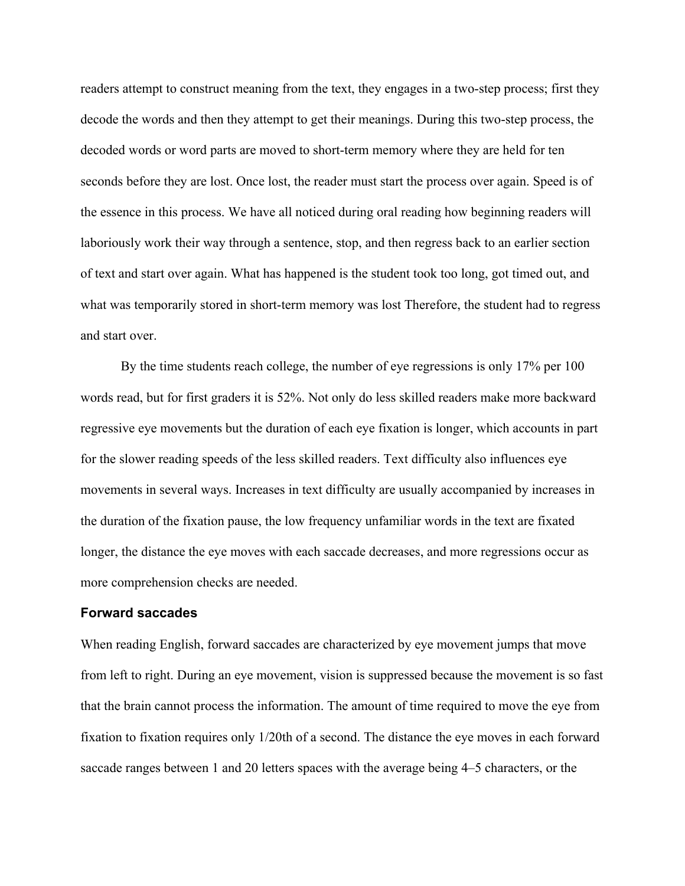readers attempt to construct meaning from the text, they engages in a two-step process; first they decode the words and then they attempt to get their meanings. During this two-step process, the decoded words or word parts are moved to short-term memory where they are held for ten seconds before they are lost. Once lost, the reader must start the process over again. Speed is of the essence in this process. We have all noticed during oral reading how beginning readers will laboriously work their way through a sentence, stop, and then regress back to an earlier section of text and start over again. What has happened is the student took too long, got timed out, and what was temporarily stored in short-term memory was lost Therefore, the student had to regress and start over.

By the time students reach college, the number of eye regressions is only 17% per 100 words read, but for first graders it is 52%. Not only do less skilled readers make more backward regressive eye movements but the duration of each eye fixation is longer, which accounts in part for the slower reading speeds of the less skilled readers. Text difficulty also influences eye movements in several ways. Increases in text difficulty are usually accompanied by increases in the duration of the fixation pause, the low frequency unfamiliar words in the text are fixated longer, the distance the eye moves with each saccade decreases, and more regressions occur as more comprehension checks are needed.

### Forward saccades

When reading English, forward saccades are characterized by eye movement jumps that move from left to right. During an eye movement, vision is suppressed because the movement is so fast that the brain cannot process the information. The amount of time required to move the eye from fixation to fixation requires only 1/20th of a second. The distance the eye moves in each forward saccade ranges between 1 and 20 letters spaces with the average being 4–5 characters, or the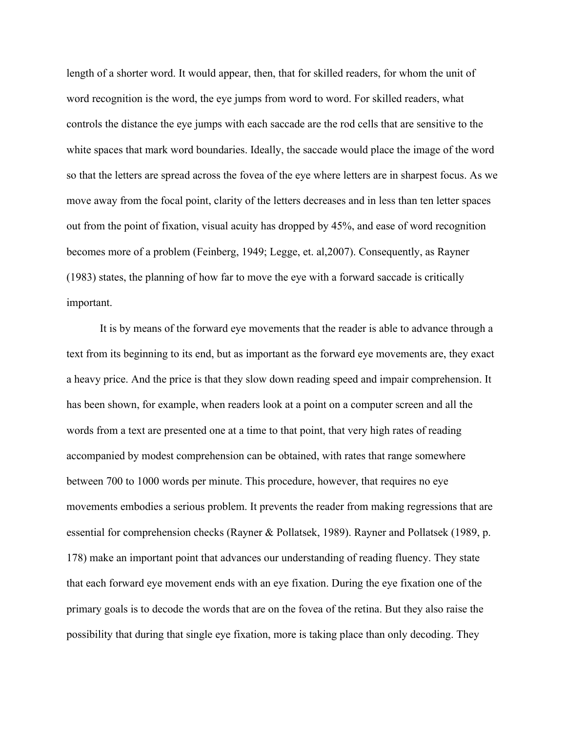length of a shorter word. It would appear, then, that for skilled readers, for whom the unit of word recognition is the word, the eye jumps from word to word. For skilled readers, what controls the distance the eye jumps with each saccade are the rod cells that are sensitive to the white spaces that mark word boundaries. Ideally, the saccade would place the image of the word so that the letters are spread across the fovea of the eye where letters are in sharpest focus. As we move away from the focal point, clarity of the letters decreases and in less than ten letter spaces out from the point of fixation, visual acuity has dropped by 45%, and ease of word recognition becomes more of a problem (Feinberg, 1949; Legge, et. al,2007). Consequently, as Rayner (1983) states, the planning of how far to move the eye with a forward saccade is critically important.

It is by means of the forward eye movements that the reader is able to advance through a text from its beginning to its end, but as important as the forward eye movements are, they exact a heavy price. And the price is that they slow down reading speed and impair comprehension. It has been shown, for example, when readers look at a point on a computer screen and all the words from a text are presented one at a time to that point, that very high rates of reading accompanied by modest comprehension can be obtained, with rates that range somewhere between 700 to 1000 words per minute. This procedure, however, that requires no eye movements embodies a serious problem. It prevents the reader from making regressions that are essential for comprehension checks (Rayner & Pollatsek, 1989). Rayner and Pollatsek (1989, p. 178) make an important point that advances our understanding of reading fluency. They state that each forward eye movement ends with an eye fixation. During the eye fixation one of the primary goals is to decode the words that are on the fovea of the retina. But they also raise the possibility that during that single eye fixation, more is taking place than only decoding. They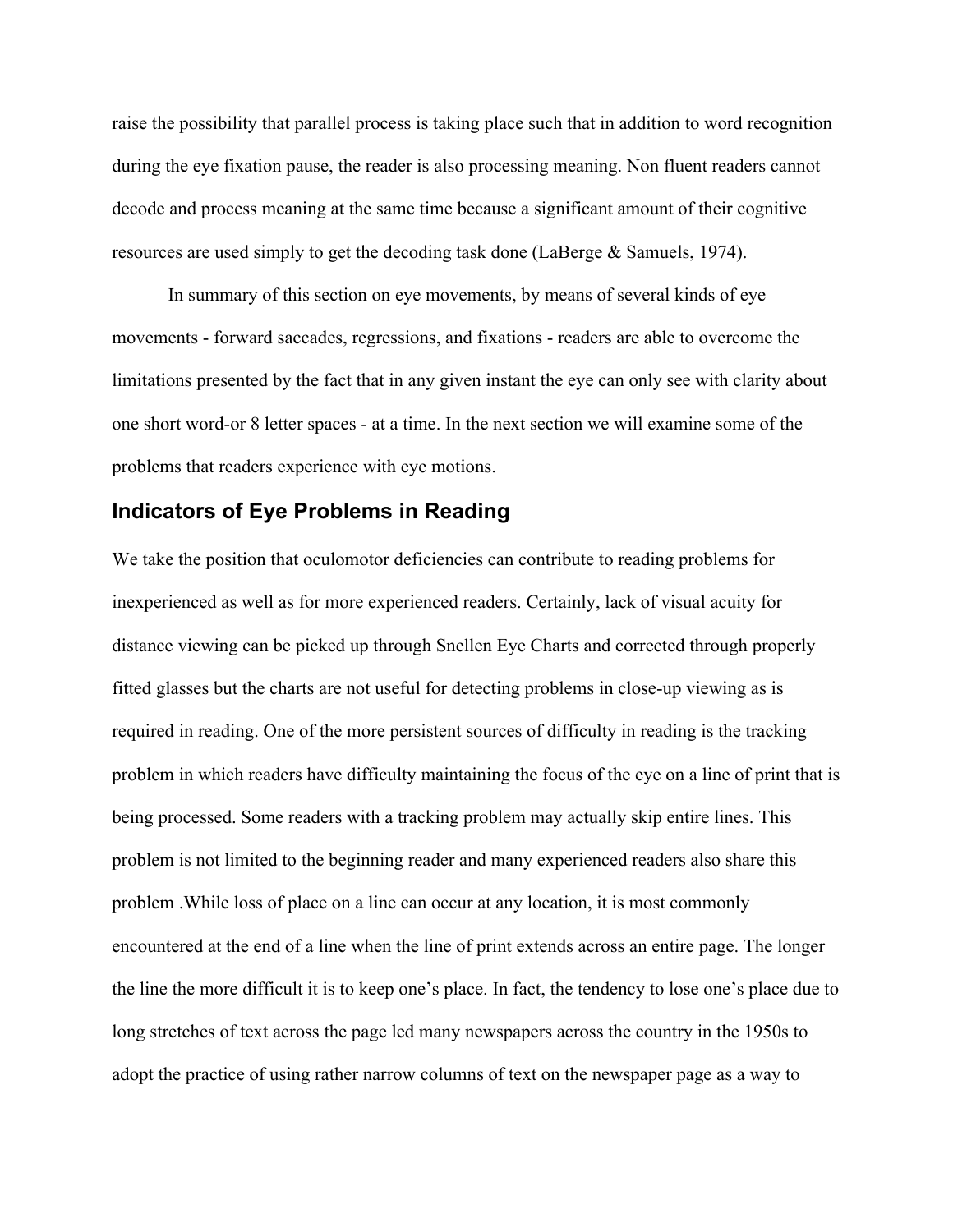raise the possibility that parallel process is taking place such that in addition to word recognition during the eye fixation pause, the reader is also processing meaning. Non fluent readers cannot decode and process meaning at the same time because a significant amount of their cognitive resources are used simply to get the decoding task done (LaBerge & Samuels, 1974).

In summary of this section on eye movements, by means of several kinds of eye movements - forward saccades, regressions, and fixations - readers are able to overcome the limitations presented by the fact that in any given instant the eye can only see with clarity about one short word-or 8 letter spaces - at a time. In the next section we will examine some of the problems that readers experience with eye motions.

## Indicators of Eye Problems in Reading

We take the position that oculomotor deficiencies can contribute to reading problems for inexperienced as well as for more experienced readers. Certainly, lack of visual acuity for distance viewing can be picked up through Snellen Eye Charts and corrected through properly fitted glasses but the charts are not useful for detecting problems in close-up viewing as is required in reading. One of the more persistent sources of difficulty in reading is the tracking problem in which readers have difficulty maintaining the focus of the eye on a line of print that is being processed. Some readers with a tracking problem may actually skip entire lines. This problem is not limited to the beginning reader and many experienced readers also share this problem .While loss of place on a line can occur at any location, it is most commonly encountered at the end of a line when the line of print extends across an entire page. The longer the line the more difficult it is to keep one's place. In fact, the tendency to lose one's place due to long stretches of text across the page led many newspapers across the country in the 1950s to adopt the practice of using rather narrow columns of text on the newspaper page as a way to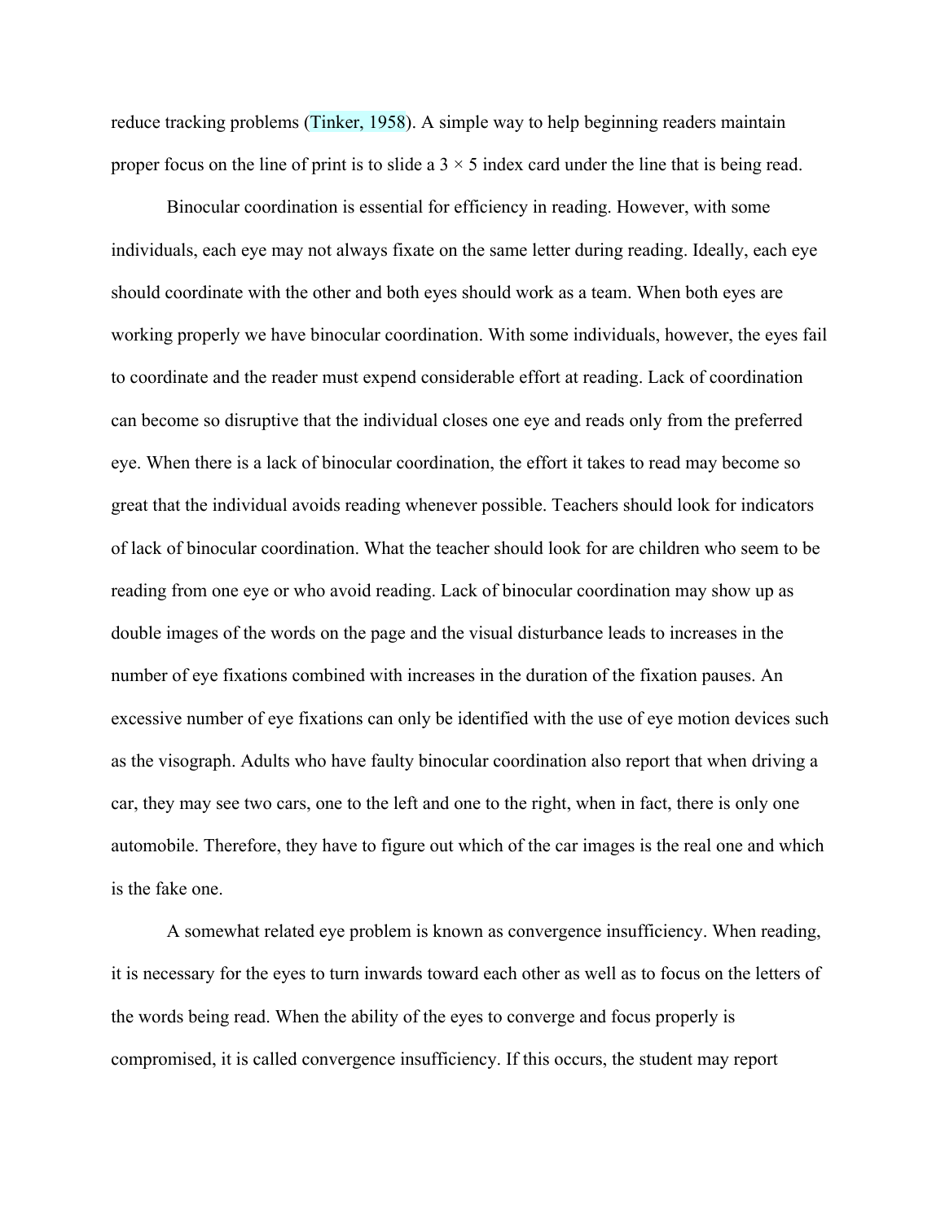reduce tracking problems (Tinker, 1958). A simple way to help beginning readers maintain proper focus on the line of print is to slide a 3 × 5 index card under the line that is being read.

Binocular coordination is essential for efficiency in reading. However, with some individuals, each eye may not always fixate on the same letter during reading. Ideally, each eye should coordinate with the other and both eyes should work as a team. When both eyes are working properly we have binocular coordination. With some individuals, however, the eyes fail to coordinate and the reader must expend considerable effort at reading. Lack of coordination can become so disruptive that the individual closes one eye and reads only from the preferred eye. When there is a lack of binocular coordination, the effort it takes to read may become so great that the individual avoids reading whenever possible. Teachers should look for indicators of lack of binocular coordination. What the teacher should look for are children who seem to be reading from one eye or who avoid reading. Lack of binocular coordination may show up as double images of the words on the page and the visual disturbance leads to increases in the number of eye fixations combined with increases in the duration of the fixation pauses. An excessive number of eye fixations can only be identified with the use of eye motion devices such as the visograph. Adults who have faulty binocular coordination also report that when driving a car, they may see two cars, one to the left and one to the right, when in fact, there is only one automobile. Therefore, they have to figure out which of the car images is the real one and which is the fake one.

A somewhat related eye problem is known as convergence insufficiency. When reading, it is necessary for the eyes to turn inwards toward each other as well as to focus on the letters of the words being read. When the ability of the eyes to converge and focus properly is compromised, it is called convergence insufficiency. If this occurs, the student may report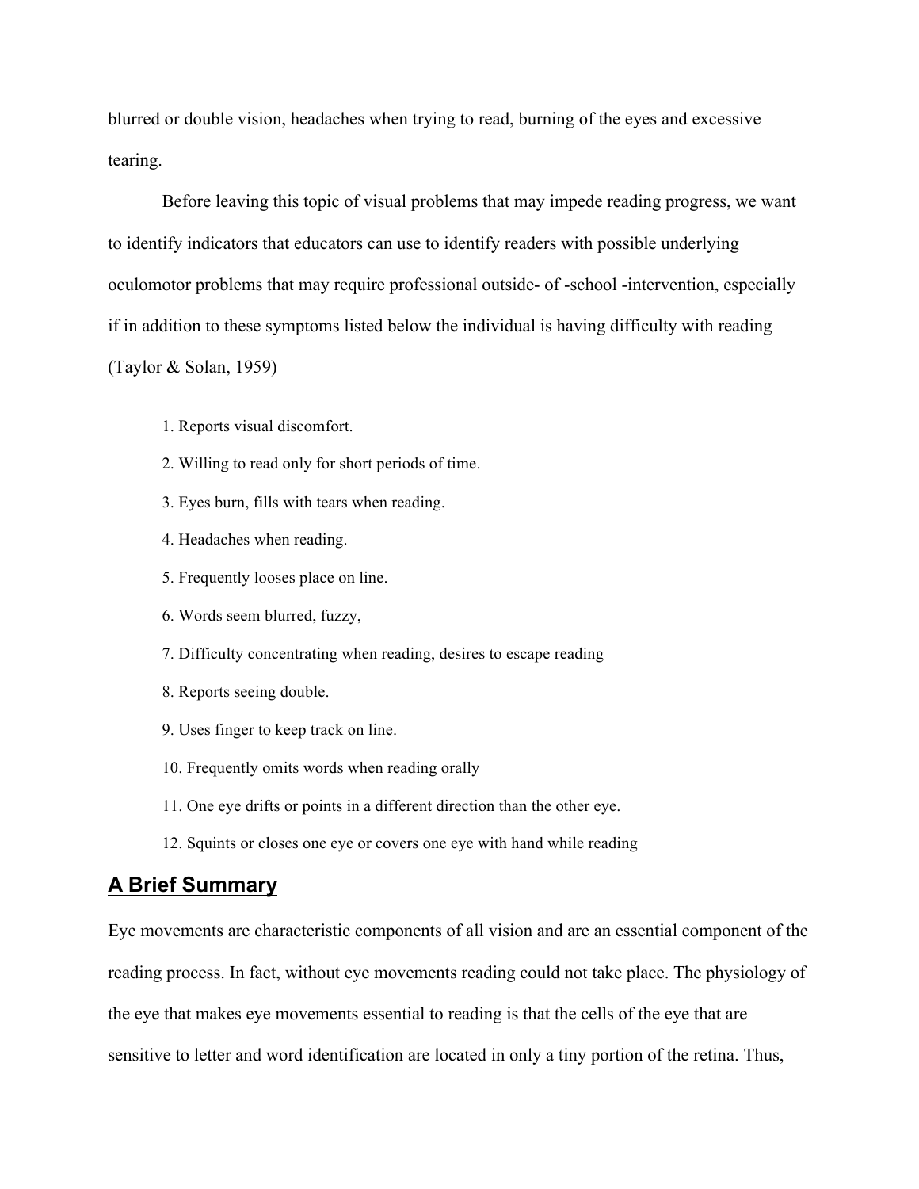blurred or double vision, headaches when trying to read, burning of the eyes and excessive tearing.

Before leaving this topic of visual problems that may impede reading progress, we want to identify indicators that educators can use to identify readers with possible underlying oculomotor problems that may require professional outside- of -school -intervention, especially if in addition to these symptoms listed below the individual is having difficulty with reading (Taylor & Solan, 1959)

1. Reports visual discomfort.
2. Willing to read only for short periods of time.
3. Eyes burn, fills with tears when reading.
4. Headaches when reading.
5. Frequently looses place on line.
6. Words seem blurred, fuzzy,
7. Difficulty concentrating when reading, desires to escape reading
8. Reports seeing double.
9. Uses finger to keep track on line.
10. Frequently omits words when reading orally
11. One eye drifts or points in a different direction than the other eye.
12. Squints or closes one eye or covers one eye with hand while reading

## A Brief Summary

Eye movements are characteristic components of all vision and are an essential component of the reading process. In fact, without eye movements reading could not take place. The physiology of the eye that makes eye movements essential to reading is that the cells of the eye that are sensitive to letter and word identification are located in only a tiny portion of the retina. Thus,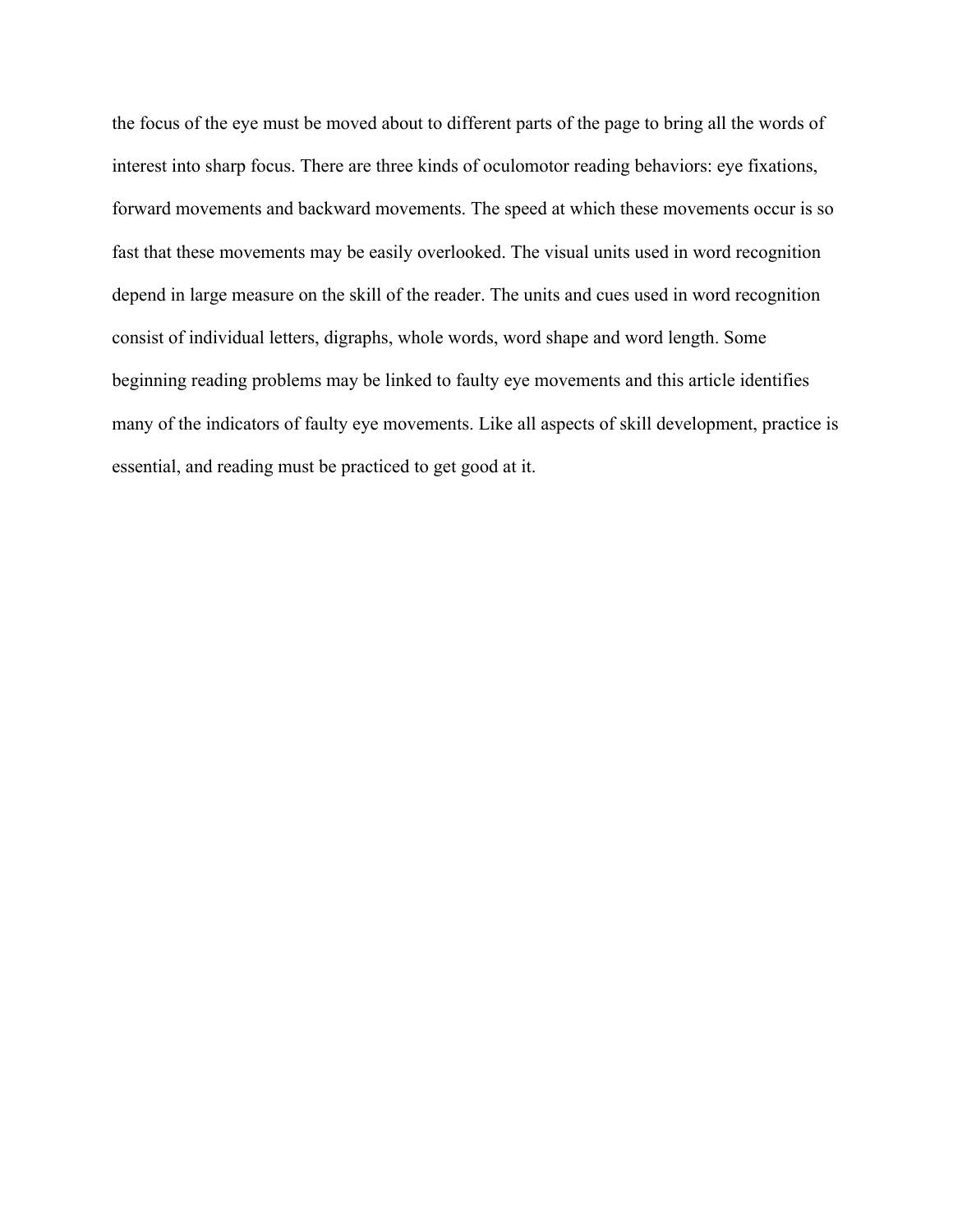the focus of the eye must be moved about to different parts of the page to bring all the words of interest into sharp focus. There are three kinds of oculomotor reading behaviors: eye fixations, forward movements and backward movements. The speed at which these movements occur is so fast that these movements may be easily overlooked. The visual units used in word recognition depend in large measure on the skill of the reader. The units and cues used in word recognition consist of individual letters, digraphs, whole words, word shape and word length. Some beginning reading problems may be linked to faulty eye movements and this article identifies many of the indicators of faulty eye movements. Like all aspects of skill development, practice is essential, and reading must be practiced to get good at it.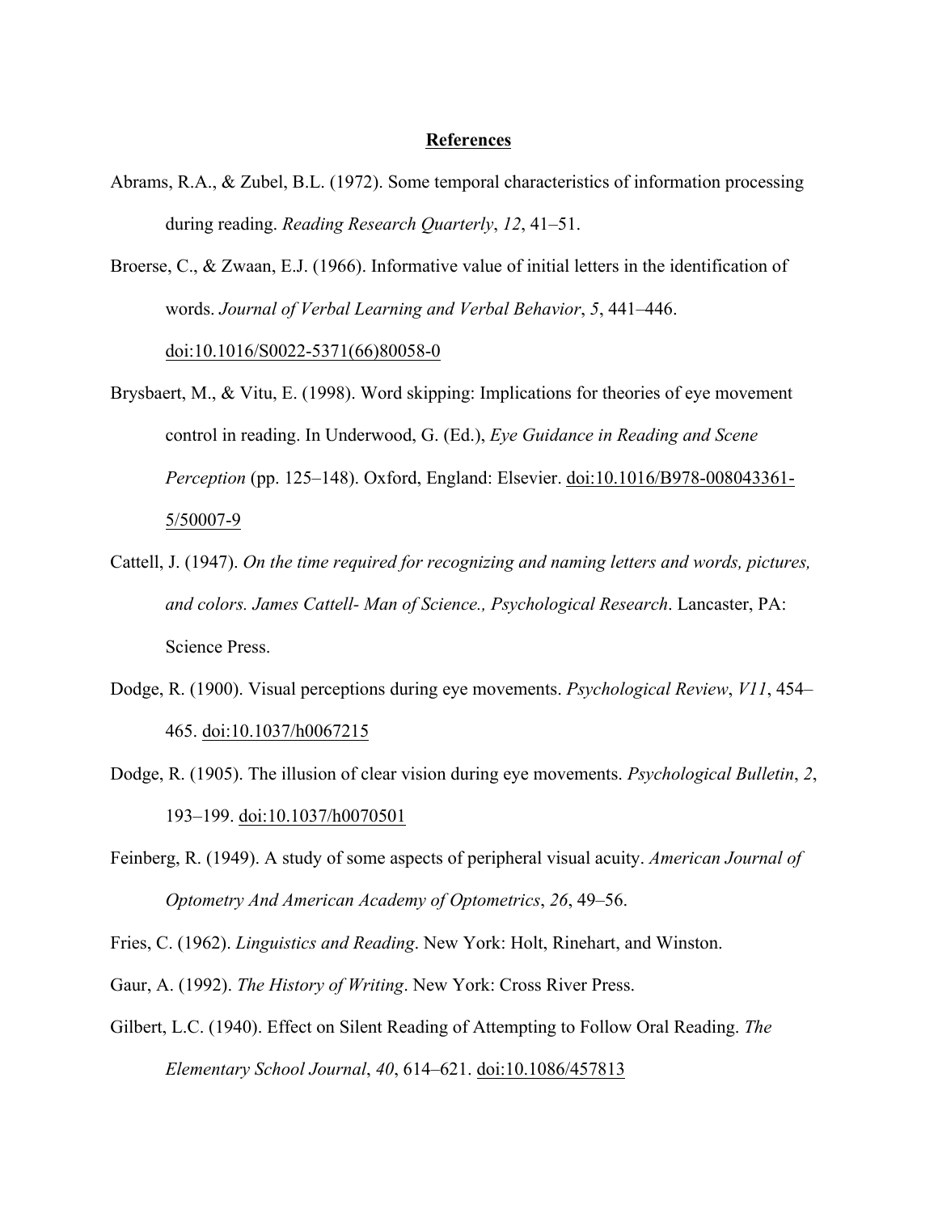## References

Abrams, R.A., & Zubel, B.L. (1972). Some temporal characteristics of information processing during reading. *Reading Research Quarterly*, *12*, 41–51.

Broerse, C., & Zwaan, E.J. (1966). Informative value of initial letters in the identification of words. *Journal of Verbal Learning and Verbal Behavior*, *5*, 441–446. doi:10.1016/S0022-5371(66)80058-0

Brysbaert, M., & Vitu, E. (1998). Word skipping: Implications for theories of eye movement control in reading. In Underwood, G. (Ed.), *Eye Guidance in Reading and Scene Perception* (pp. 125–148). Oxford, England: Elsevier. doi:10.1016/B978-008043361-5/50007-9

Cattell, J. (1947). *On the time required for recognizing and naming letters and words, pictures, and colors. James Cattell- Man of Science., Psychological Research*. Lancaster, PA: Science Press.

Dodge, R. (1900). Visual perceptions during eye movements. *Psychological Review*, *V11*, 454–465. doi:10.1037/h0067215

Dodge, R. (1905). The illusion of clear vision during eye movements. *Psychological Bulletin*, *2*, 193–199. doi:10.1037/h0070501

Feinberg, R. (1949). A study of some aspects of peripheral visual acuity. *American Journal of Optometry And American Academy of Optometrics*, *26*, 49–56.

Fries, C. (1962). *Linguistics and Reading*. New York: Holt, Rinehart, and Winston.

Gaur, A. (1992). *The History of Writing*. New York: Cross River Press.

Gilbert, L.C. (1940). Effect on Silent Reading of Attempting to Follow Oral Reading. *The Elementary School Journal*, *40*, 614–621. doi:10.1086/457813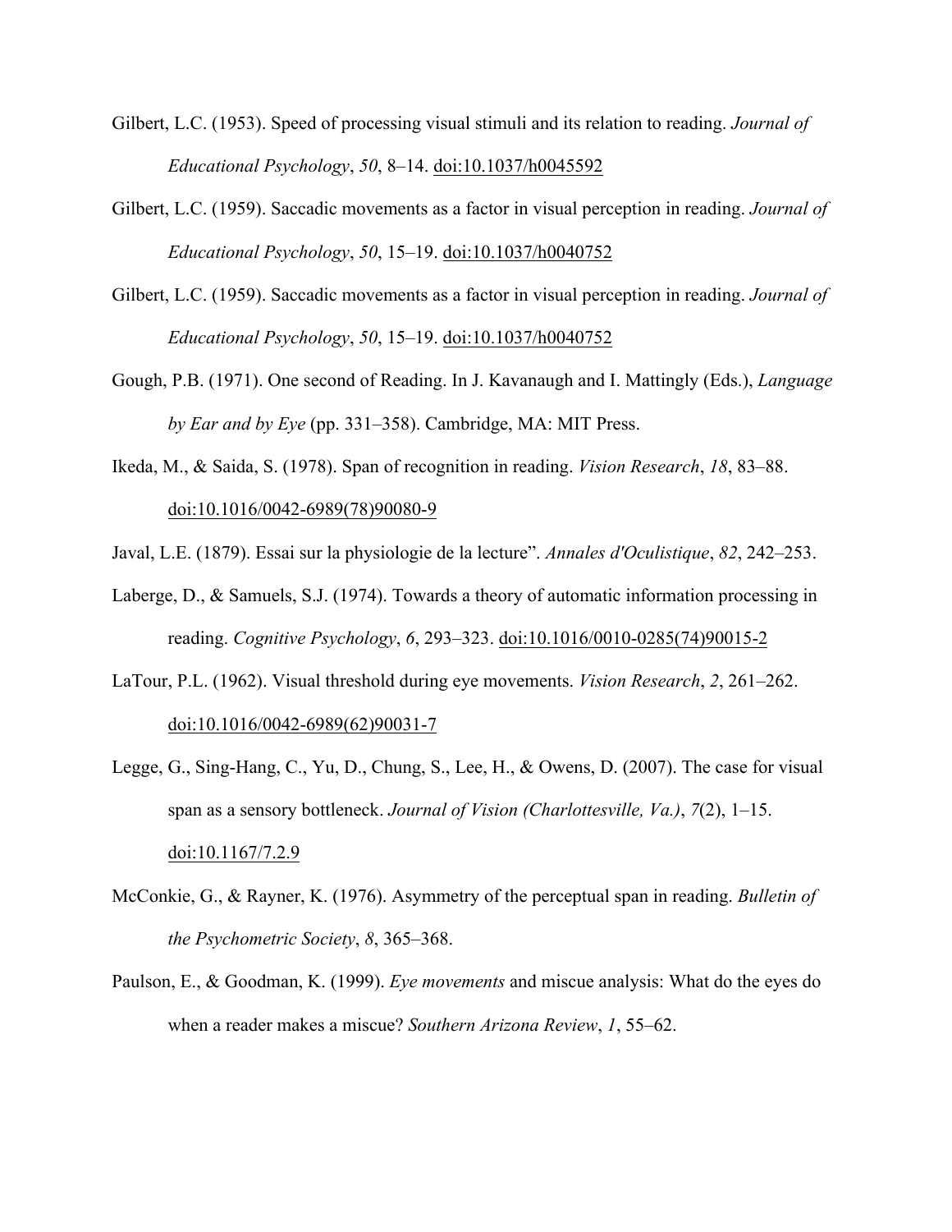Gilbert, L.C. (1953). Speed of processing visual stimuli and its relation to reading. *Journal of Educational Psychology*, *50*, 8–14. doi:10.1037/h0045592

Gilbert, L.C. (1959). Saccadic movements as a factor in visual perception in reading. *Journal of Educational Psychology*, *50*, 15–19. doi:10.1037/h0040752

Gilbert, L.C. (1959). Saccadic movements as a factor in visual perception in reading. *Journal of Educational Psychology*, *50*, 15–19. doi:10.1037/h0040752

Gough, P.B. (1971). One second of Reading. In J. Kavanaugh and I. Mattingly (Eds.), *Language by Ear and by Eye* (pp. 331–358). Cambridge, MA: MIT Press.

Ikeda, M., & Saida, S. (1978). Span of recognition in reading. *Vision Research*, *18*, 83–88. doi:10.1016/0042-6989(78)90080-9

Javal, L.E. (1879). Essai sur la physiologie de la lecture". *Annales d'Oculistique*, *82*, 242–253.

Laberge, D., & Samuels, S.J. (1974). Towards a theory of automatic information processing in reading. *Cognitive Psychology*, *6*, 293–323. doi:10.1016/0010-0285(74)90015-2

LaTour, P.L. (1962). Visual threshold during eye movements. *Vision Research*, *2*, 261–262. doi:10.1016/0042-6989(62)90031-7

Legge, G., Sing-Hang, C., Yu, D., Chung, S., Lee, H., & Owens, D. (2007). The case for visual span as a sensory bottleneck. *Journal of Vision (Charlottesville, Va.)*, *7*(2), 1–15. doi:10.1167/7.2.9

McConkie, G., & Rayner, K. (1976). Asymmetry of the perceptual span in reading. *Bulletin of the Psychometric Society*, *8*, 365–368.

Paulson, E., & Goodman, K. (1999). *Eye movements* and miscue analysis: What do the eyes do when a reader makes a miscue? *Southern Arizona Review*, *1*, 55–62.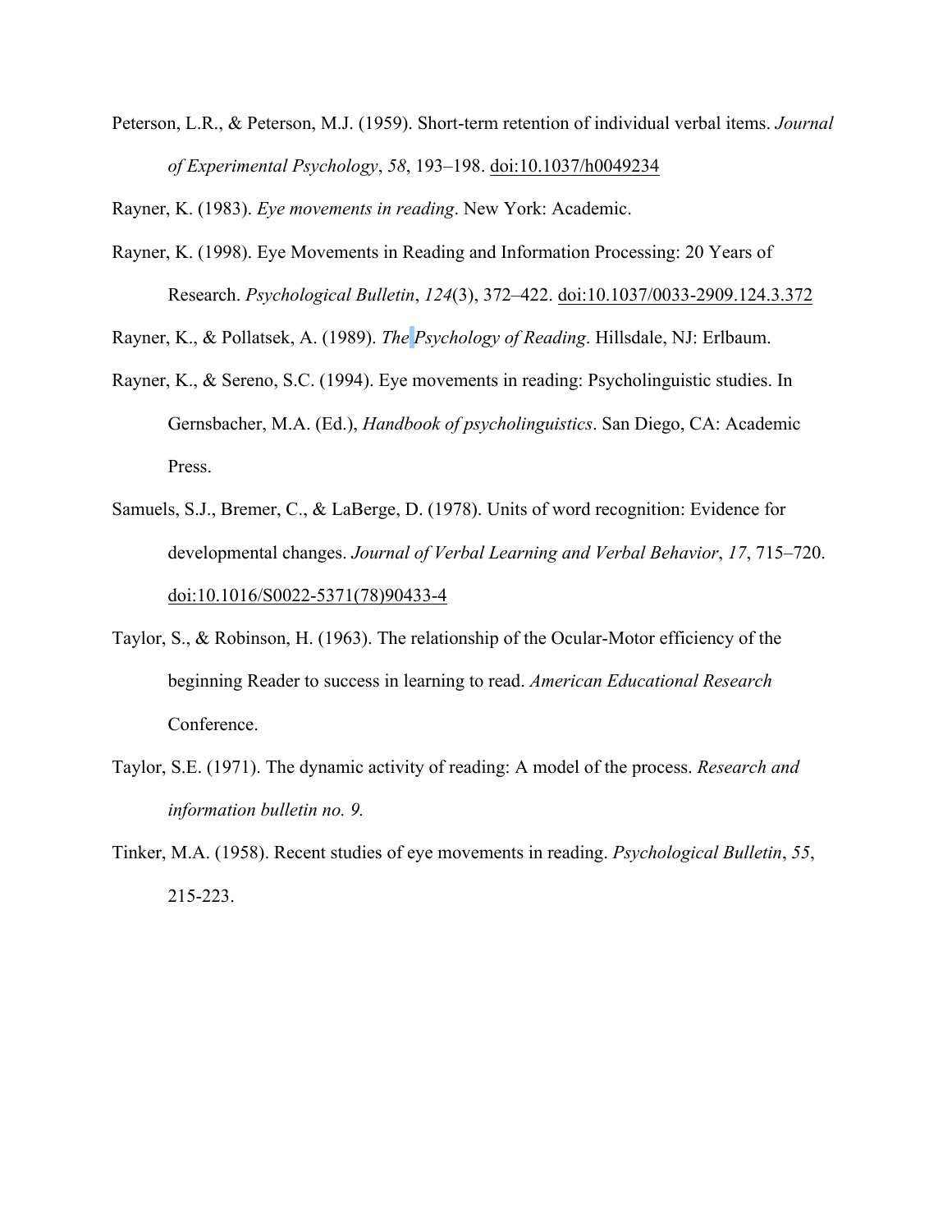Peterson, L.R., & Peterson, M.J. (1959). Short-term retention of individual verbal items. *Journal of Experimental Psychology*, *58*, 193–198. doi:10.1037/h0049234

Rayner, K. (1983). *Eye movements in reading*. New York: Academic.

Rayner, K. (1998). Eye Movements in Reading and Information Processing: 20 Years of Research. *Psychological Bulletin*, *124*(3), 372–422. doi:10.1037/0033-2909.124.3.372

Rayner, K., & Pollatsek, A. (1989). *The Psychology of Reading*. Hillsdale, NJ: Erlbaum.

Rayner, K., & Sereno, S.C. (1994). Eye movements in reading: Psycholinguistic studies. In Gernsbacher, M.A. (Ed.), *Handbook of psycholinguistics*. San Diego, CA: Academic Press.

Samuels, S.J., Bremer, C., & LaBerge, D. (1978). Units of word recognition: Evidence for developmental changes. *Journal of Verbal Learning and Verbal Behavior*, *17*, 715–720. doi:10.1016/S0022-5371(78)90433-4

Taylor, S., & Robinson, H. (1963). The relationship of the Ocular-Motor efficiency of the beginning Reader to success in learning to read. *American Educational Research* Conference.

Taylor, S.E. (1971). The dynamic activity of reading: A model of the process. *Research and information bulletin no. 9.*

Tinker, M.A. (1958). Recent studies of eye movements in reading. *Psychological Bulletin*, *55*, 215-223.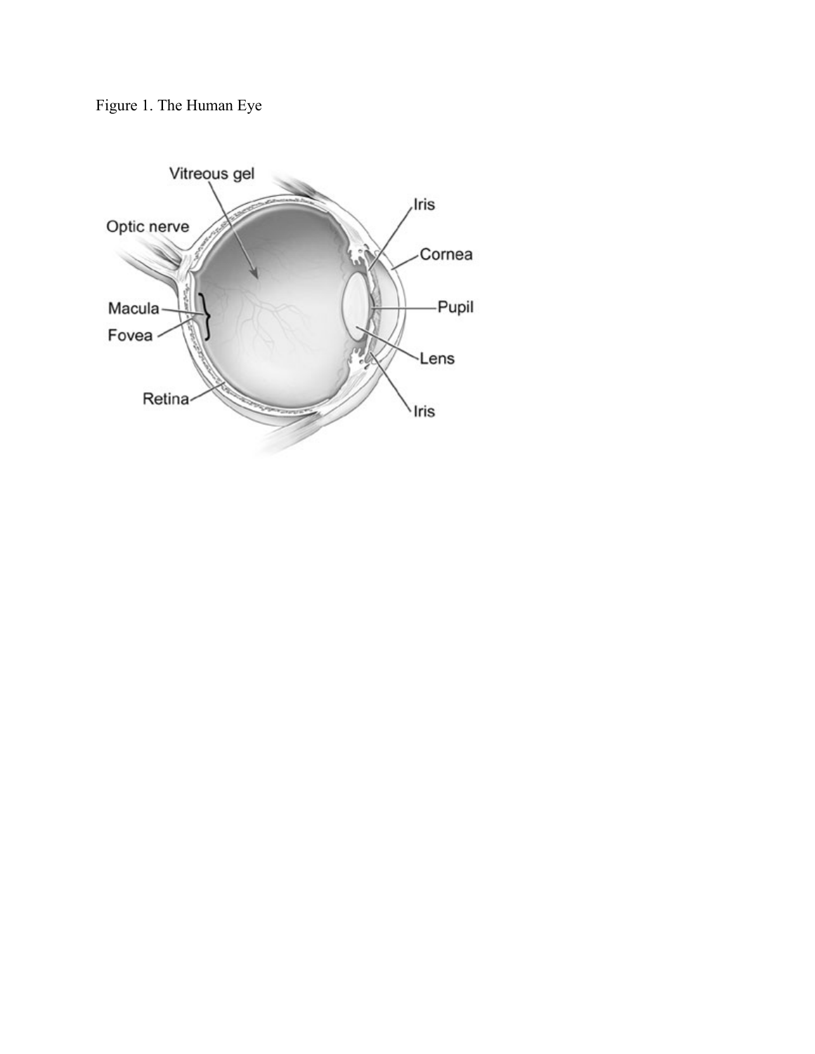Figure 1. The Human Eye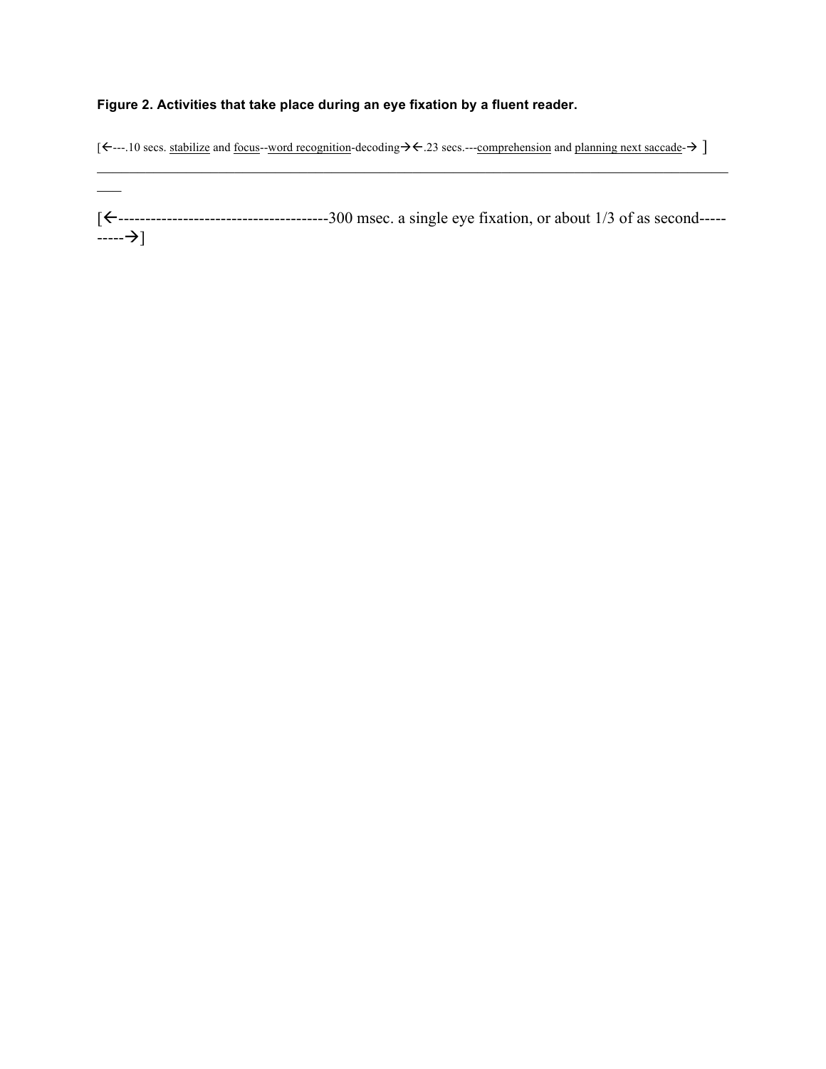**Figure 2. Activities that take place during an eye fixation by a fluent reader.**

[←---.10 secs. stabilize and focus--word recognition-decoding→←.23 secs.---comprehension and planning next saccade-→ ]

___

[←---------------------------------------300 msec. a single eye fixation, or about 1/3 of as second----------→]